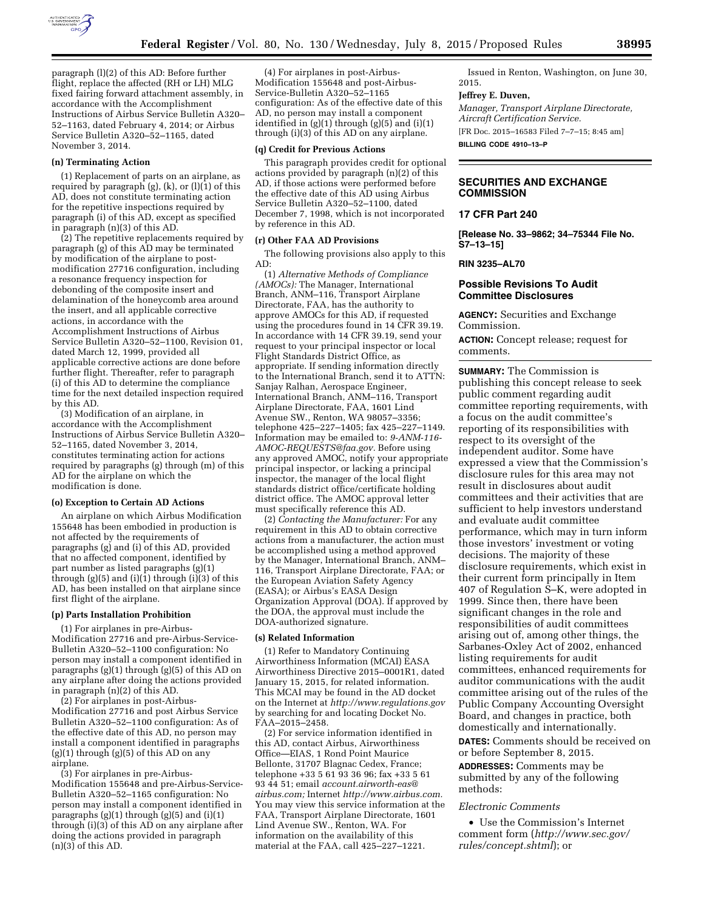paragraph (l)(2) of this AD: Before further flight, replace the affected (RH or LH) MLG fixed fairing forward attachment assembly, in accordance with the Accomplishment Instructions of Airbus Service Bulletin A320–52–1163, dated February 4, 2014; or Airbus Service Bulletin A320–52–1165, dated November 3, 2014.

**(n) Terminating Action**

(1) Replacement of parts on an airplane, as required by paragraph (g), (k), or (l)(1) of this AD, does not constitute terminating action for the repetitive inspections required by paragraph (i) of this AD, except as specified in paragraph (n)(3) of this AD.

(2) The repetitive replacements required by paragraph (g) of this AD may be terminated by modification of the airplane to post-modification 27716 configuration, including a resonance frequency inspection for debonding of the composite insert and delamination of the honeycomb area around the insert, and all applicable corrective actions, in accordance with the Accomplishment Instructions of Airbus Service Bulletin A320–52–1100, Revision 01, dated March 12, 1999, provided all applicable corrective actions are done before further flight. Thereafter, refer to paragraph (i) of this AD to determine the compliance time for the next detailed inspection required by this AD.

(3) Modification of an airplane, in accordance with the Accomplishment Instructions of Airbus Service Bulletin A320–52–1165, dated November 3, 2014, constitutes terminating action for actions required by paragraphs (g) through (m) of this AD for the airplane on which the modification is done.

**(o) Exception to Certain AD Actions**

An airplane on which Airbus Modification 155648 has been embodied in production is not affected by the requirements of paragraphs (g) and (i) of this AD, provided that no affected component, identified by part number as listed paragraphs (g)(1) through (g)(5) and (i)(1) through (i)(3) of this AD, has been installed on that airplane since first flight of the airplane.

**(p) Parts Installation Prohibition**

(1) For airplanes in pre-Airbus-Modification 27716 and pre-Airbus-Service-Bulletin A320–52–1100 configuration: No person may install a component identified in paragraphs (g)(1) through (g)(5) of this AD on any airplane after doing the actions provided in paragraph (n)(2) of this AD.

(2) For airplanes in post-Airbus-Modification 27716 and post Airbus Service Bulletin A320–52–1100 configuration: As of the effective date of this AD, no person may install a component identified in paragraphs (g)(1) through (g)(5) of this AD on any airplane.

(3) For airplanes in pre-Airbus-Modification 155648 and pre-Airbus-Service-Bulletin A320–52–1165 configuration: No person may install a component identified in paragraphs (g)(1) through (g)(5) and (i)(1) through (i)(3) of this AD on any airplane after doing the actions provided in paragraph (n)(3) of this AD.

(4) For airplanes in post-Airbus-Modification 155648 and post-Airbus-Service-Bulletin A320–52–1165 configuration: As of the effective date of this AD, no person may install a component identified in (g)(1) through (g)(5) and (i)(1) through (i)(3) of this AD on any airplane.

**(q) Credit for Previous Actions**

This paragraph provides credit for optional actions provided by paragraph (n)(2) of this AD, if those actions were performed before the effective date of this AD using Airbus Service Bulletin A320–52–1100, dated December 7, 1998, which is not incorporated by reference in this AD.

**(r) Other FAA AD Provisions**

The following provisions also apply to this AD:

(1) *Alternative Methods of Compliance (AMOCs):* The Manager, International Branch, ANM–116, Transport Airplane Directorate, FAA, has the authority to approve AMOCs for this AD, if requested using the procedures found in 14 CFR 39.19. In accordance with 14 CFR 39.19, send your request to your principal inspector or local Flight Standards District Office, as appropriate. If sending information directly to the International Branch, send it to ATTN: Sanjay Ralhan, Aerospace Engineer, International Branch, ANM–116, Transport Airplane Directorate, FAA, 1601 Lind Avenue SW., Renton, WA 98057–3356; telephone 425–227–1405; fax 425–227–1149. Information may be emailed to: *9-ANM-116-AMOC-REQUESTS@faa.gov*. Before using any approved AMOC, notify your appropriate principal inspector, or lacking a principal inspector, the manager of the local flight standards district office/certificate holding district office. The AMOC approval letter must specifically reference this AD.

(2) *Contacting the Manufacturer:* For any requirement in this AD to obtain corrective actions from a manufacturer, the action must be accomplished using a method approved by the Manager, International Branch, ANM–116, Transport Airplane Directorate, FAA; or the European Aviation Safety Agency (EASA); or Airbus's EASA Design Organization Approval (DOA). If approved by the DOA, the approval must include the DOA-authorized signature.

**(s) Related Information**

(1) Refer to Mandatory Continuing Airworthiness Information (MCAI) EASA Airworthiness Directive 2015–0001R1, dated January 15, 2015, for related information. This MCAI may be found in the AD docket on the Internet at *http://www.regulations.gov* by searching for and locating Docket No. FAA–2015–2458.

(2) For service information identified in this AD, contact Airbus, Airworthiness Office—EIAS, 1 Rond Point Maurice Bellonte, 31707 Blagnac Cedex, France; telephone +33 5 61 93 36 96; fax +33 5 61 93 44 51; email *account.airworth-eas@airbus.com;* Internet *http://www.airbus.com.* You may view this service information at the FAA, Transport Airplane Directorate, 1601 Lind Avenue SW., Renton, WA. For information on the availability of this material at the FAA, call 425–227–1221.

Issued in Renton, Washington, on June 30, 2015.

**Jeffrey E. Duven,**

*Manager, Transport Airplane Directorate, Aircraft Certification Service.*

[FR Doc. 2015–16583 Filed 7–7–15; 8:45 am]

**BILLING CODE 4910–13–P**

---

## SECURITIES AND EXCHANGE COMMISSION

### 17 CFR Part 240

**[Release No. 33–9862; 34–75344 File No. S7–13–15]**

**RIN 3235–AL70**

### Possible Revisions To Audit Committee Disclosures

**AGENCY:** Securities and Exchange Commission.

**ACTION:** Concept release; request for comments.

**SUMMARY:** The Commission is publishing this concept release to seek public comment regarding audit committee reporting requirements, with a focus on the audit committee's reporting of its responsibilities with respect to its oversight of the independent auditor. Some have expressed a view that the Commission's disclosure rules for this area may not result in disclosures about audit committees and their activities that are sufficient to help investors understand and evaluate audit committee performance, which may in turn inform those investors' investment or voting decisions. The majority of these disclosure requirements, which exist in their current form principally in Item 407 of Regulation S–K, were adopted in 1999. Since then, there have been significant changes in the role and responsibilities of audit committees arising out of, among other things, the Sarbanes-Oxley Act of 2002, enhanced listing requirements for audit committees, enhanced requirements for auditor communications with the audit committee arising out of the rules of the Public Company Accounting Oversight Board, and changes in practice, both domestically and internationally.

**DATES:** Comments should be received on or before September 8, 2015.

**ADDRESSES:** Comments may be submitted by any of the following methods:

*Electronic Comments*

- Use the Commission's Internet comment form (*http://www.sec.gov/rules/concept.shtml*); or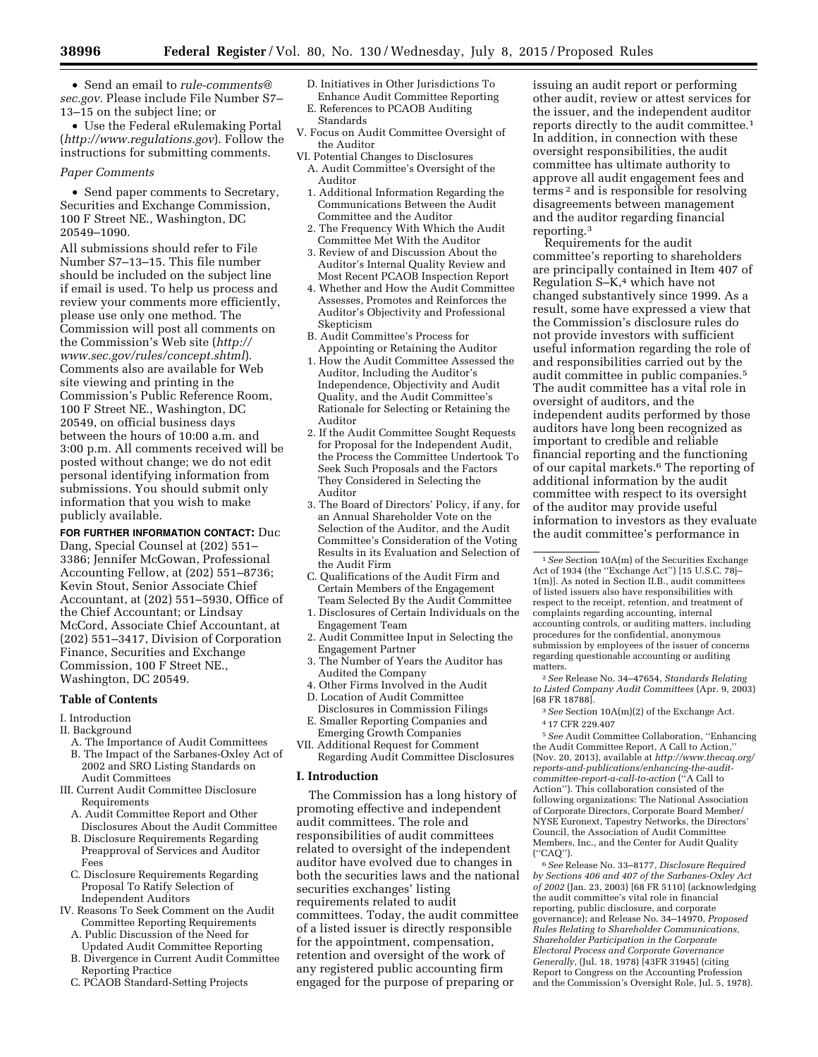• Send an email to *rule-comments@sec.gov*. Please include File Number S7–13–15 on the subject line; or

• Use the Federal eRulemaking Portal (*http://www.regulations.gov*). Follow the instructions for submitting comments.

*Paper Comments*

• Send paper comments to Secretary, Securities and Exchange Commission, 100 F Street NE., Washington, DC 20549–1090.

All submissions should refer to File Number S7–13–15. This file number should be included on the subject line if email is used. To help us process and review your comments more efficiently, please use only one method. The Commission will post all comments on the Commission's Web site (*http://www.sec.gov/rules/concept.shtml*). Comments also are available for Web site viewing and printing in the Commission's Public Reference Room, 100 F Street NE., Washington, DC 20549, on official business days between the hours of 10:00 a.m. and 3:00 p.m. All comments received will be posted without change; we do not edit personal identifying information from submissions. You should submit only information that you wish to make publicly available.

**FOR FURTHER INFORMATION CONTACT:** Duc Dang, Special Counsel at (202) 551–3386; Jennifer McGowan, Professional Accounting Fellow, at (202) 551–8736; Kevin Stout, Senior Associate Chief Accountant, at (202) 551–5930, Office of the Chief Accountant; or Lindsay McCord, Associate Chief Accountant, at (202) 551–3417, Division of Corporation Finance, Securities and Exchange Commission, 100 F Street NE., Washington, DC 20549.

**Table of Contents**

I. Introduction
II. Background
 A. The Importance of Audit Committees
 B. The Impact of the Sarbanes-Oxley Act of 2002 and SRO Listing Standards on Audit Committees
III. Current Audit Committee Disclosure Requirements
 A. Audit Committee Report and Other Disclosures About the Audit Committee
 B. Disclosure Requirements Regarding Preapproval of Services and Auditor Fees
 C. Disclosure Requirements Regarding Proposal To Ratify Selection of Independent Auditors
IV. Reasons To Seek Comment on the Audit Committee Reporting Requirements
 A. Public Discussion of the Need for Updated Audit Committee Reporting
 B. Divergence in Current Audit Committee Reporting Practice
 C. PCAOB Standard-Setting Projects
 D. Initiatives in Other Jurisdictions To Enhance Audit Committee Reporting
 E. References to PCAOB Auditing Standards
V. Focus on Audit Committee Oversight of the Auditor
VI. Potential Changes to Disclosures
 A. Audit Committee's Oversight of the Auditor
 1. Additional Information Regarding the Communications Between the Audit Committee and the Auditor
 2. The Frequency With Which the Audit Committee Met With the Auditor
 3. Review of and Discussion About the Auditor's Internal Quality Review and Most Recent PCAOB Inspection Report
 4. Whether and How the Audit Committee Assesses, Promotes and Reinforces the Auditor's Objectivity and Professional Skepticism
 B. Audit Committee's Process for Appointing or Retaining the Auditor
 1. How the Audit Committee Assessed the Auditor, Including the Auditor's Independence, Objectivity and Audit Quality, and the Audit Committee's Rationale for Selecting or Retaining the Auditor
 2. If the Audit Committee Sought Requests for Proposal for the Independent Audit, the Process the Committee Undertook To Seek Such Proposals and the Factors They Considered in Selecting the Auditor
 3. The Board of Directors' Policy, if any, for an Annual Shareholder Vote on the Selection of the Auditor, and the Audit Committee's Consideration of the Voting Results in its Evaluation and Selection of the Audit Firm
 C. Qualifications of the Audit Firm and Certain Members of the Engagement Team Selected By the Audit Committee
 1. Disclosures of Certain Individuals on the Engagement Team
 2. Audit Committee Input in Selecting the Engagement Partner
 3. The Number of Years the Auditor has Audited the Company
 4. Other Firms Involved in the Audit
 D. Location of Audit Committee Disclosures in Commission Filings
 E. Smaller Reporting Companies and Emerging Growth Companies
VII. Additional Request for Comment Regarding Audit Committee Disclosures

## I. Introduction

The Commission has a long history of promoting effective and independent audit committees. The role and responsibilities of audit committees related to oversight of the independent auditor have evolved due to changes in both the securities laws and the national securities exchanges' listing requirements related to audit committees. Today, the audit committee of a listed issuer is directly responsible for the appointment, compensation, retention and oversight of the work of any registered public accounting firm engaged for the purpose of preparing or issuing an audit report or performing other audit, review or attest services for the issuer, and the independent auditor reports directly to the audit committee.[1] In addition, in connection with these oversight responsibilities, the audit committee has ultimate authority to approve all audit engagement fees and terms [2] and is responsible for resolving disagreements between management and the auditor regarding financial reporting.[3]

Requirements for the audit committee's reporting to shareholders are principally contained in Item 407 of Regulation S–K,[4] which have not changed substantively since 1999. As a result, some have expressed a view that the Commission's disclosure rules do not provide investors with sufficient useful information regarding the role of and responsibilities carried out by the audit committee in public companies.[5] The audit committee has a vital role in oversight of auditors, and the independent audits performed by those auditors have long been recognized as important to credible and reliable financial reporting and the functioning of our capital markets.[6] The reporting of additional information by the audit committee with respect to its oversight of the auditor may provide useful information to investors as they evaluate the audit committee's performance in

[1] *See* Section 10A(m) of the Securities Exchange Act of 1934 (the ''Exchange Act'') [15 U.S.C. 78j–1(m)]. As noted in Section II.B., audit committees of listed issuers also have responsibilities with respect to the receipt, retention, and treatment of complaints regarding accounting, internal accounting controls, or auditing matters, including procedures for the confidential, anonymous submission by employees of the issuer of concerns regarding questionable accounting or auditing matters.

[2] *See* Release No. 34–47654, *Standards Relating to Listed Company Audit Committees* (Apr. 9, 2003) [68 FR 18788].

[3] *See* Section 10A(m)(2) of the Exchange Act.

[4] 17 CFR 229.407

[5] *See* Audit Committee Collaboration, ''Enhancing the Audit Committee Report, A Call to Action,'' (Nov. 20, 2013), available at *http://www.thecaq.org/reports-and-publications/enhancing-the-audit-committee-report-a-call-to-action* (''A Call to Action''). This collaboration consisted of the following organizations: The National Association of Corporate Directors, Corporate Board Member/NYSE Euronext, Tapestry Networks, the Directors' Council, the Association of Audit Committee Members, Inc., and the Center for Audit Quality (''CAQ'').

[6] *See* Release No. 33–8177, *Disclosure Required by Sections 406 and 407 of the Sarbanes-Oxley Act of 2002* (Jan. 23, 2003) [68 FR 5110] (acknowledging the audit committee's vital role in financial reporting, public disclosure, and corporate governance); and Release No. 34–14970, *Proposed Rules Relating to Shareholder Communications, Shareholder Participation in the Corporate Electoral Process and Corporate Governance Generally,* (Jul. 18, 1978) [43FR 31945] (citing Report to Congress on the Accounting Profession and the Commission's Oversight Role, Jul. 5, 1978).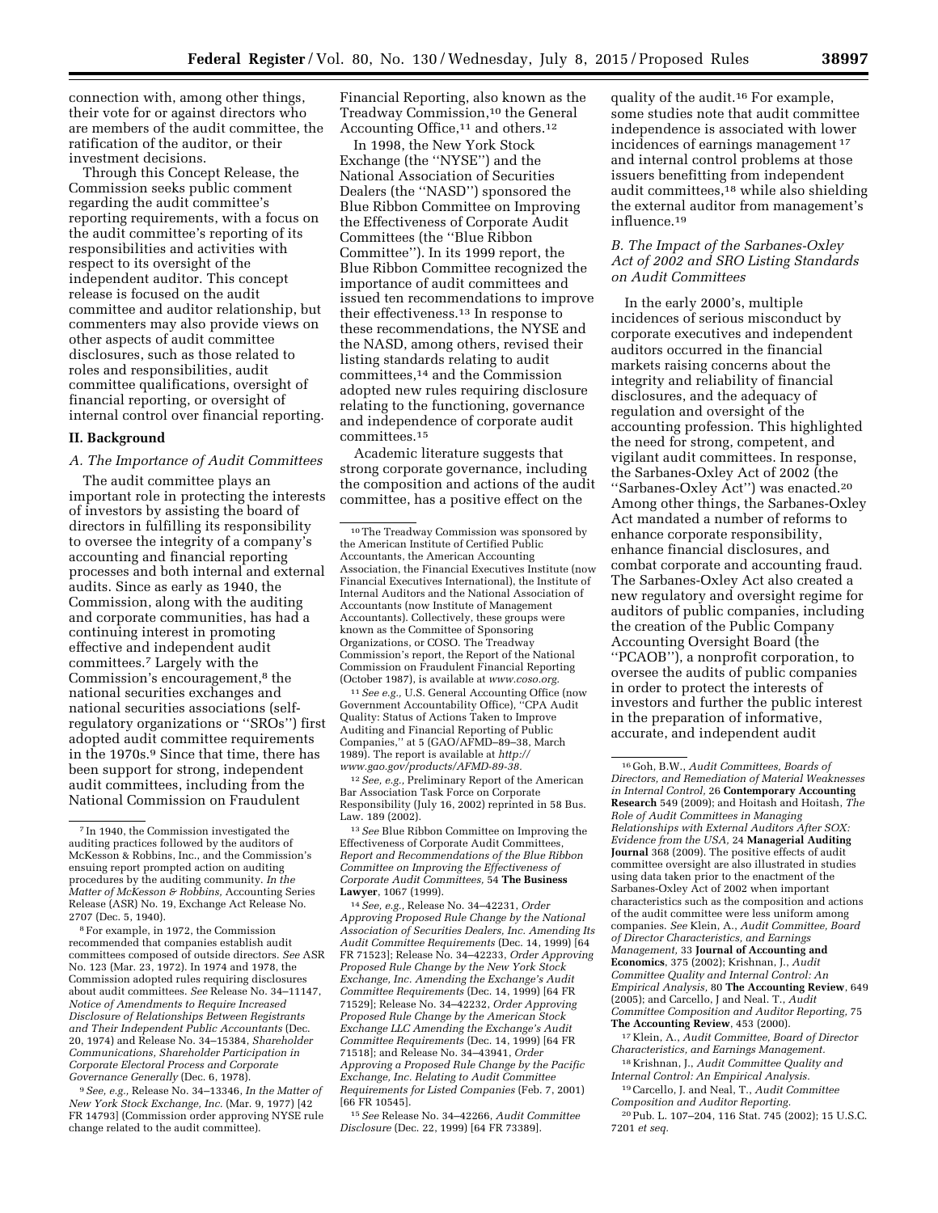connection with, among other things, their vote for or against directors who are members of the audit committee, the ratification of the auditor, or their investment decisions.

Through this Concept Release, the Commission seeks public comment regarding the audit committee's reporting requirements, with a focus on the audit committee's reporting of its responsibilities and activities with respect to its oversight of the independent auditor. This concept release is focused on the audit committee and auditor relationship, but commenters may also provide views on other aspects of audit committee disclosures, such as those related to roles and responsibilities, audit committee qualifications, oversight of financial reporting, or oversight of internal control over financial reporting.

## II. Background

### *A. The Importance of Audit Committees*

The audit committee plays an important role in protecting the interests of investors by assisting the board of directors in fulfilling its responsibility to oversee the integrity of a company's accounting and financial reporting processes and both internal and external audits. Since as early as 1940, the Commission, along with the auditing and corporate communities, has had a continuing interest in promoting effective and independent audit committees.[7] Largely with the Commission's encouragement,[8] the national securities exchanges and national securities associations (self-regulatory organizations or "SROs") first adopted audit committee requirements in the 1970s.[9] Since that time, there has been support for strong, independent audit committees, including from the National Commission on Fraudulent Financial Reporting, also known as the Treadway Commission,[10] the General Accounting Office,[11] and others.[12]

In 1998, the New York Stock Exchange (the "NYSE") and the National Association of Securities Dealers (the "NASD") sponsored the Blue Ribbon Committee on Improving the Effectiveness of Corporate Audit Committees (the "Blue Ribbon Committee"). In its 1999 report, the Blue Ribbon Committee recognized the importance of audit committees and issued ten recommendations to improve their effectiveness.[13] In response to these recommendations, the NYSE and the NASD, among others, revised their listing standards relating to audit committees,[14] and the Commission adopted new rules requiring disclosure relating to the functioning, governance and independence of corporate audit committees.[15]

Academic literature suggests that strong corporate governance, including the composition and actions of the audit committee, has a positive effect on the quality of the audit.[16] For example, some studies note that audit committee independence is associated with lower incidences of earnings management [17] and internal control problems at those issuers benefitting from independent audit committees,[18] while also shielding the external auditor from management's influence.[19]

### *B. The Impact of the Sarbanes-Oxley Act of 2002 and SRO Listing Standards on Audit Committees*

In the early 2000's, multiple incidences of serious misconduct by corporate executives and independent auditors occurred in the financial markets raising concerns about the integrity and reliability of financial disclosures, and the adequacy of regulation and oversight of the accounting profession. This highlighted the need for strong, competent, and vigilant audit committees. In response, the Sarbanes-Oxley Act of 2002 (the "Sarbanes-Oxley Act") was enacted.[20] Among other things, the Sarbanes-Oxley Act mandated a number of reforms to enhance corporate responsibility, enhance financial disclosures, and combat corporate and accounting fraud. The Sarbanes-Oxley Act also created a new regulatory and oversight regime for auditors of public companies, including the creation of the Public Company Accounting Oversight Board (the "PCAOB"), a nonprofit corporation, to oversee the audits of public companies in order to protect the interests of investors and further the public interest in the preparation of informative, accurate, and independent audit

---

[7] In 1940, the Commission investigated the auditing practices followed by the auditors of McKesson & Robbins, Inc., and the Commission's ensuing report prompted action on auditing procedures by the auditing community. *In the Matter of McKesson & Robbins,* Accounting Series Release (ASR) No. 19, Exchange Act Release No. 2707 (Dec. 5, 1940).

[8] For example, in 1972, the Commission recommended that companies establish audit committees composed of outside directors. *See* ASR No. 123 (Mar. 23, 1972). In 1974 and 1978, the Commission adopted rules requiring disclosures about audit committees. *See* Release No. 34–11147, *Notice of Amendments to Require Increased Disclosure of Relationships Between Registrants and Their Independent Public Accountants* (Dec. 20, 1974) and Release No. 34–15384, *Shareholder Communications, Shareholder Participation in Corporate Electoral Process and Corporate Governance Generally* (Dec. 6, 1978).

[9] *See, e.g.,* Release No. 34–13346, *In the Matter of New York Stock Exchange, Inc.* (Mar. 9, 1977) [42 FR 14793] (Commission order approving NYSE rule change related to the audit committee).

[10] The Treadway Commission was sponsored by the American Institute of Certified Public Accountants, the American Accounting Association, the Financial Executives Institute (now Financial Executives International), the Institute of Internal Auditors and the National Association of Accountants (now Institute of Management Accountants). Collectively, these groups were known as the Committee of Sponsoring Organizations, or COSO. The Treadway Commission's report, the Report of the National Commission on Fraudulent Financial Reporting (October 1987), is available at *www.coso.org.*

[11] *See e.g.,* U.S. General Accounting Office (now Government Accountability Office), "CPA Audit Quality: Status of Actions Taken to Improve Auditing and Financial Reporting of Public Companies," at 5 (GAO/AFMD–89–38, March 1989). The report is available at *http://www.gao.gov/products/AFMD-89-38.*

[12] *See, e.g.,* Preliminary Report of the American Bar Association Task Force on Corporate Responsibility (July 16, 2002) reprinted in 58 Bus. Law. 189 (2002).

[13] *See* Blue Ribbon Committee on Improving the Effectiveness of Corporate Audit Committees, *Report and Recommendations of the Blue Ribbon Committee on Improving the Effectiveness of Corporate Audit Committees,* 54 **The Business Lawyer**, 1067 (1999).

[14] *See, e.g.,* Release No. 34–42231, *Order Approving Proposed Rule Change by the National Association of Securities Dealers, Inc. Amending Its Audit Committee Requirements* (Dec. 14, 1999) [64 FR 71523]; Release No. 34–42233, *Order Approving Proposed Rule Change by the New York Stock Exchange, Inc. Amending the Exchange's Audit Committee Requirements* (Dec. 14, 1999) [64 FR 71529]; Release No. 34–42232, *Order Approving Proposed Rule Change by the American Stock Exchange LLC Amending the Exchange's Audit Committee Requirements* (Dec. 14, 1999) [64 FR 71518]; and Release No. 34–43941, *Order Approving a Proposed Rule Change by the Pacific Exchange, Inc. Relating to Audit Committee Requirements for Listed Companies* (Feb. 7, 2001) [66 FR 10545].

[15] *See* Release No. 34–42266, *Audit Committee Disclosure* (Dec. 22, 1999) [64 FR 73389].

[16] Goh, B.W., *Audit Committees, Boards of Directors, and Remediation of Material Weaknesses in Internal Control,* 26 **Contemporary Accounting Research** 549 (2009); and Hoitash and Hoitash, *The Role of Audit Committees in Managing Relationships with External Auditors After SOX: Evidence from the USA,* 24 **Managerial Auditing Journal** 368 (2009). The positive effects of audit committee oversight are also illustrated in studies using data taken prior to the enactment of the Sarbanes-Oxley Act of 2002 when important characteristics such as the composition and actions of the audit committee were less uniform among companies. *See* Klein, A., *Audit Committee, Board of Director Characteristics, and Earnings Management,* 33 **Journal of Accounting and Economics**, 375 (2002); Krishnan, J., *Audit Committee Quality and Internal Control: An Empirical Analysis,* 80 **The Accounting Review**, 649 (2005); and Carcello, J and Neal. T., *Audit Committee Composition and Auditor Reporting,* 75 **The Accounting Review**, 453 (2000).

[17] Klein, A., *Audit Committee, Board of Director Characteristics, and Earnings Management.*

[18] Krishnan, J., *Audit Committee Quality and Internal Control: An Empirical Analysis.*

[19] Carcello, J. and Neal, T., *Audit Committee Composition and Auditor Reporting.*

[20] Pub. L. 107–204, 116 Stat. 745 (2002); 15 U.S.C. 7201 *et seq.*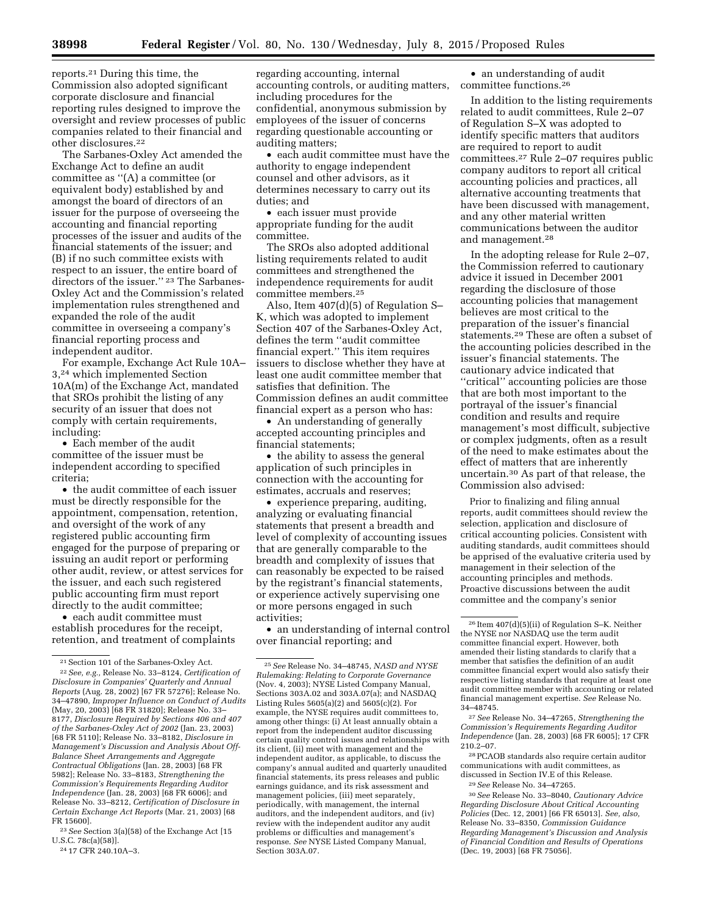reports.[21] During this time, the Commission also adopted significant corporate disclosure and financial reporting rules designed to improve the oversight and review processes of public companies related to their financial and other disclosures.[22]

The Sarbanes-Oxley Act amended the Exchange Act to define an audit committee as ''(A) a committee (or equivalent body) established by and amongst the board of directors of an issuer for the purpose of overseeing the accounting and financial reporting processes of the issuer and audits of the financial statements of the issuer; and (B) if no such committee exists with respect to an issuer, the entire board of directors of the issuer.'' [23] The Sarbanes-Oxley Act and the Commission's related implementation rules strengthened and expanded the role of the audit committee in overseeing a company's financial reporting process and independent auditor.

For example, Exchange Act Rule 10A–3,[24] which implemented Section 10A(m) of the Exchange Act, mandated that SROs prohibit the listing of any security of an issuer that does not comply with certain requirements, including:

- Each member of the audit committee of the issuer must be independent according to specified criteria;
- the audit committee of each issuer must be directly responsible for the appointment, compensation, retention, and oversight of the work of any registered public accounting firm engaged for the purpose of preparing or issuing an audit report or performing other audit, review, or attest services for the issuer, and each such registered public accounting firm must report directly to the audit committee;
- each audit committee must establish procedures for the receipt, retention, and treatment of complaints regarding accounting, internal accounting controls, or auditing matters, including procedures for the confidential, anonymous submission by employees of the issuer of concerns regarding questionable accounting or auditing matters;
- each audit committee must have the authority to engage independent counsel and other advisors, as it determines necessary to carry out its duties; and
- each issuer must provide appropriate funding for the audit committee.

The SROs also adopted additional listing requirements related to audit committees and strengthened the independence requirements for audit committee members.[25]

Also, Item 407(d)(5) of Regulation S–K, which was adopted to implement Section 407 of the Sarbanes-Oxley Act, defines the term ''audit committee financial expert.'' This item requires issuers to disclose whether they have at least one audit committee member that satisfies that definition. The Commission defines an audit committee financial expert as a person who has:

- An understanding of generally accepted accounting principles and financial statements;
- the ability to assess the general application of such principles in connection with the accounting for estimates, accruals and reserves;
- experience preparing, auditing, analyzing or evaluating financial statements that present a breadth and level of complexity of accounting issues that are generally comparable to the breadth and complexity of issues that can reasonably be expected to be raised by the registrant's financial statements, or experience actively supervising one or more persons engaged in such activities;
- an understanding of internal control over financial reporting; and
- an understanding of audit committee functions.[26]

In addition to the listing requirements related to audit committees, Rule 2–07 of Regulation S–X was adopted to identify specific matters that auditors are required to report to audit committees.[27] Rule 2–07 requires public company auditors to report all critical accounting policies and practices, all alternative accounting treatments that have been discussed with management, and any other material written communications between the auditor and management.[28]

In the adopting release for Rule 2–07, the Commission referred to cautionary advice it issued in December 2001 regarding the disclosure of those accounting policies that management believes are most critical to the preparation of the issuer's financial statements.[29] These are often a subset of the accounting policies described in the issuer's financial statements. The cautionary advice indicated that ''critical'' accounting policies are those that are both most important to the portrayal of the issuer's financial condition and results and require management's most difficult, subjective or complex judgments, often as a result of the need to make estimates about the effect of matters that are inherently uncertain.[30] As part of that release, the Commission also advised:

> Prior to finalizing and filing annual reports, audit committees should review the selection, application and disclosure of critical accounting policies. Consistent with auditing standards, audit committees should be apprised of the evaluative criteria used by management in their selection of the accounting principles and methods. Proactive discussions between the audit committee and the company's senior

---

[21] Section 101 of the Sarbanes-Oxley Act.

[22] *See, e.g.,* Release No. 33–8124, *Certification of Disclosure in Companies' Quarterly and Annual Reports* (Aug. 28, 2002) [67 FR 57276]; Release No. 34–47890, *Improper Influence on Conduct of Audits* (May, 20, 2003) [68 FR 31820]; Release No. 33–8177, *Disclosure Required by Sections 406 and 407 of the Sarbanes-Oxley Act of 2002* (Jan. 23, 2003) [68 FR 5110]; Release No. 33–8182, *Disclosure in Management's Discussion and Analysis About Off-Balance Sheet Arrangements and Aggregate Contractual Obligations* (Jan. 28, 2003) [68 FR 5982]; Release No. 33–8183, *Strengthening the Commission's Requirements Regarding Auditor Independence* (Jan. 28, 2003) [68 FR 6006]; and Release No. 33–8212, *Certification of Disclosure in Certain Exchange Act Reports* (Mar. 21, 2003) [68 FR 15600].

[23] *See* Section 3(a)(58) of the Exchange Act [15 U.S.C. 78c(a)(58)].

[24] 17 CFR 240.10A–3.

[25] *See* Release No. 34–48745, *NASD and NYSE Rulemaking: Relating to Corporate Governance* (Nov. 4, 2003); NYSE Listed Company Manual, Sections 303A.02 and 303A.07(a); and NASDAQ Listing Rules 5605(a)(2) and 5605(c)(2). For example, the NYSE requires audit committees to, among other things: (i) At least annually obtain a report from the independent auditor discussing certain quality control issues and relationships with its client, (ii) meet with management and the independent auditor, as applicable, to discuss the company's annual audited and quarterly unaudited financial statements, its press releases and public earnings guidance, and its risk assessment and management policies, (iii) meet separately, periodically, with management, the internal auditors, and the independent auditors, and (iv) review with the independent auditor any audit problems or difficulties and management's response. *See* NYSE Listed Company Manual, Section 303A.07.

[26] Item 407(d)(5)(ii) of Regulation S–K. Neither the NYSE nor NASDAQ use the term audit committee financial expert. However, both amended their listing standards to clarify that a member that satisfies the definition of an audit committee financial expert would also satisfy their respective listing standards that require at least one audit committee member with accounting or related financial management expertise. *See* Release No. 34–48745.

[27] *See* Release No. 34–47265, *Strengthening the Commission's Requirements Regarding Auditor Independence* (Jan. 28, 2003) [68 FR 6005]; 17 CFR 210.2–07.

[28] PCAOB standards also require certain auditor communications with audit committees, as discussed in Section IV.E of this Release.

[29] *See* Release No. 34–47265.

[30] *See* Release No. 33–8040, *Cautionary Advice Regarding Disclosure About Critical Accounting Policies* (Dec. 12, 2001) [66 FR 65013]. *See, also,* Release No. 33–8350, *Commission Guidance Regarding Management's Discussion and Analysis of Financial Condition and Results of Operations* (Dec. 19, 2003) [68 FR 75056].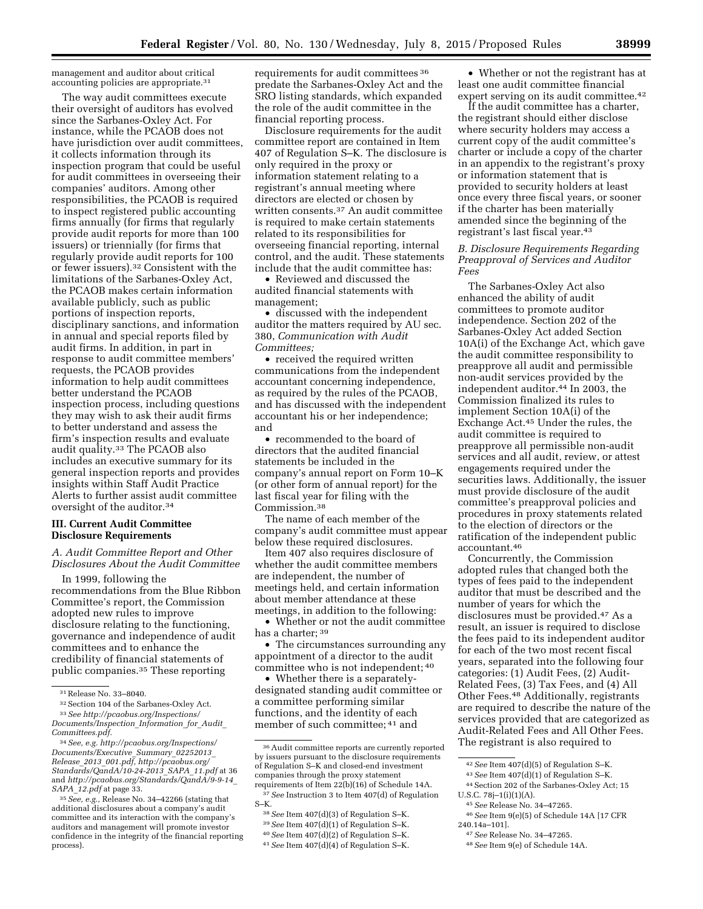management and auditor about critical accounting policies are appropriate.[31]

The way audit committees execute their oversight of auditors has evolved since the Sarbanes-Oxley Act. For instance, while the PCAOB does not have jurisdiction over audit committees, it collects information through its inspection program that could be useful for audit committees in overseeing their companies' auditors. Among other responsibilities, the PCAOB is required to inspect registered public accounting firms annually (for firms that regularly provide audit reports for more than 100 issuers) or triennially (for firms that regularly provide audit reports for 100 or fewer issuers).[32] Consistent with the limitations of the Sarbanes-Oxley Act, the PCAOB makes certain information available publicly, such as public portions of inspection reports, disciplinary sanctions, and information in annual and special reports filed by audit firms. In addition, in part in response to audit committee members' requests, the PCAOB provides information to help audit committees better understand the PCAOB inspection process, including questions they may wish to ask their audit firms to better understand and assess the firm's inspection results and evaluate audit quality.[33] The PCAOB also includes an executive summary for its general inspection reports and provides insights within Staff Audit Practice Alerts to further assist audit committee oversight of the auditor.[34]

## III. Current Audit Committee Disclosure Requirements

### *A. Audit Committee Report and Other Disclosures About the Audit Committee*

In 1999, following the recommendations from the Blue Ribbon Committee's report, the Commission adopted new rules to improve disclosure relating to the functioning, governance and independence of audit committees and to enhance the credibility of financial statements of public companies.[35] These reporting requirements for audit committees[36] predate the Sarbanes-Oxley Act and the SRO listing standards, which expanded the role of the audit committee in the financial reporting process.

Disclosure requirements for the audit committee report are contained in Item 407 of Regulation S–K. The disclosure is only required in the proxy or information statement relating to a registrant's annual meeting where directors are elected or chosen by written consents.[37] An audit committee is required to make certain statements related to its responsibilities for overseeing financial reporting, internal control, and the audit. These statements include that the audit committee has:

- Reviewed and discussed the audited financial statements with management;
- discussed with the independent auditor the matters required by AU sec. 380, *Communication with Audit Committees;*
- received the required written communications from the independent accountant concerning independence, as required by the rules of the PCAOB, and has discussed with the independent accountant his or her independence; and
- recommended to the board of directors that the audited financial statements be included in the company's annual report on Form 10–K (or other form of annual report) for the last fiscal year for filing with the Commission.[38]

The name of each member of the company's audit committee must appear below these required disclosures.

Item 407 also requires disclosure of whether the audit committee members are independent, the number of meetings held, and certain information about member attendance at these meetings, in addition to the following:

- Whether or not the audit committee has a charter;[39]
- The circumstances surrounding any appointment of a director to the audit committee who is not independent;[40]
- Whether there is a separately-designated standing audit committee or a committee performing similar functions, and the identity of each member of such committee;[41] and
- Whether or not the registrant has at least one audit committee financial expert serving on its audit committee.[42]

If the audit committee has a charter, the registrant should either disclose where security holders may access a current copy of the audit committee's charter or include a copy of the charter in an appendix to the registrant's proxy or information statement that is provided to security holders at least once every three fiscal years, or sooner if the charter has been materially amended since the beginning of the registrant's last fiscal year.[43]

### *B. Disclosure Requirements Regarding Preapproval of Services and Auditor Fees*

The Sarbanes-Oxley Act also enhanced the ability of audit committees to promote auditor independence. Section 202 of the Sarbanes-Oxley Act added Section 10A(i) of the Exchange Act, which gave the audit committee responsibility to preapprove all audit and permissible non-audit services provided by the independent auditor.[44] In 2003, the Commission finalized its rules to implement Section 10A(i) of the Exchange Act.[45] Under the rules, the audit committee is required to preapprove all permissible non-audit services and all audit, review, or attest engagements required under the securities laws. Additionally, the issuer must provide disclosure of the audit committee's preapproval policies and procedures in proxy statements related to the election of directors or the ratification of the independent public accountant.[46]

Concurrently, the Commission adopted rules that changed both the types of fees paid to the independent auditor that must be described and the number of years for which the disclosures must be provided.[47] As a result, an issuer is required to disclose the fees paid to its independent auditor for each of the two most recent fiscal years, separated into the following four categories: (1) Audit Fees, (2) Audit-Related Fees, (3) Tax Fees, and (4) All Other Fees.[48] Additionally, registrants are required to describe the nature of the services provided that are categorized as Audit-Related Fees and All Other Fees. The registrant is also required to

---

[31] Release No. 33–8040.

[32] Section 104 of the Sarbanes-Oxley Act.

[33] *See http://pcaobus.org/Inspections/Documents/Inspection_Information_for_Audit_Committees.pdf.*

[34] *See, e.g. http://pcaobus.org/Inspections/Documents/Executive_Summary_02252013_Release_2013_001.pdf, http://pcaobus.org/Standards/QandA/10-24-2013_SAPA_11.pdf* at 36 and *http://pcaobus.org/Standards/QandA/9-9-14_SAPA_12.pdf* at page 33.

[35] *See, e.g.,* Release No. 34–42266 (stating that additional disclosures about a company's audit committee and its interaction with the company's auditors and management will promote investor confidence in the integrity of the financial reporting process).

[36] Audit committee reports are currently reported by issuers pursuant to the disclosure requirements of Regulation S–K and closed-end investment companies through the proxy statement requirements of Item 22(b)(16) of Schedule 14A.

[37] *See* Instruction 3 to Item 407(d) of Regulation S–K.

[38] *See* Item 407(d)(3) of Regulation S–K.

[39] *See* Item 407(d)(1) of Regulation S–K.

[40] *See* Item 407(d)(2) of Regulation S–K.

[41] *See* Item 407(d)(4) of Regulation S–K.

[42] *See* Item 407(d)(5) of Regulation S–K.

[43] *See* Item 407(d)(1) of Regulation S–K.

[44] Section 202 of the Sarbanes-Oxley Act; 15 U.S.C. 78j–1(i)(1)(A).

[45] *See* Release No. 34–47265.

[46] *See* Item 9(e)(5) of Schedule 14A [17 CFR 240.14a–101].

[47] *See* Release No. 34–47265.

[48] *See* Item 9(e) of Schedule 14A.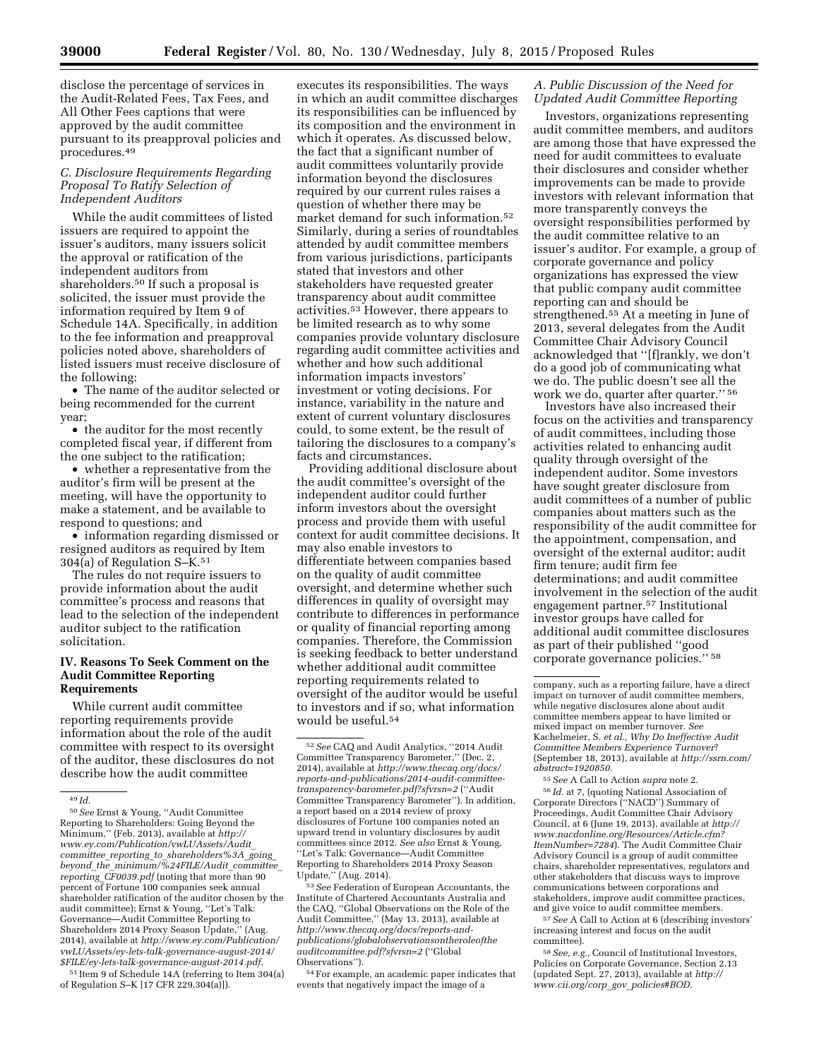disclose the percentage of services in the Audit-Related Fees, Tax Fees, and All Other Fees captions that were approved by the audit committee pursuant to its preapproval policies and procedures.[49]

### C. Disclosure Requirements Regarding Proposal To Ratify Selection of Independent Auditors

While the audit committees of listed issuers are required to appoint the issuer's auditors, many issuers solicit the approval or ratification of the independent auditors from shareholders.[50] If such a proposal is solicited, the issuer must provide the information required by Item 9 of Schedule 14A. Specifically, in addition to the fee information and preapproval policies noted above, shareholders of listed issuers must receive disclosure of the following:

- The name of the auditor selected or being recommended for the current year;
- the auditor for the most recently completed fiscal year, if different from the one subject to the ratification;
- whether a representative from the auditor's firm will be present at the meeting, will have the opportunity to make a statement, and be available to respond to questions; and
- information regarding dismissed or resigned auditors as required by Item 304(a) of Regulation S–K.[51]

The rules do not require issuers to provide information about the audit committee's process and reasons that lead to the selection of the independent auditor subject to the ratification solicitation.

## IV. Reasons To Seek Comment on the Audit Committee Reporting Requirements

While current audit committee reporting requirements provide information about the role of the audit committee with respect to its oversight of the auditor, these disclosures do not describe how the audit committee executes its responsibilities. The ways in which an audit committee discharges its responsibilities can be influenced by its composition and the environment in which it operates. As discussed below, the fact that a significant number of audit committees voluntarily provide information beyond the disclosures required by our current rules raises a question of whether there may be market demand for such information.[52] Similarly, during a series of roundtables attended by audit committee members from various jurisdictions, participants stated that investors and other stakeholders have requested greater transparency about audit committee activities.[53] However, there appears to be limited research as to why some companies provide voluntary disclosure regarding audit committee activities and whether and how such additional information impacts investors' investment or voting decisions. For instance, variability in the nature and extent of current voluntary disclosures could, to some extent, be the result of tailoring the disclosures to a company's facts and circumstances.

Providing additional disclosure about the audit committee's oversight of the independent auditor could further inform investors about the oversight process and provide them with useful context for audit committee decisions. It may also enable investors to differentiate between companies based on the quality of audit committee oversight, and determine whether such differences in quality of oversight may contribute to differences in performance or quality of financial reporting among companies. Therefore, the Commission is seeking feedback to better understand whether additional audit committee reporting requirements related to oversight of the auditor would be useful to investors and if so, what information would be useful.[54]

### A. Public Discussion of the Need for Updated Audit Committee Reporting

Investors, organizations representing audit committee members, and auditors are among those that have expressed the need for audit committees to evaluate their disclosures and consider whether improvements can be made to provide investors with relevant information that more transparently conveys the oversight responsibilities performed by the audit committee relative to an issuer's auditor. For example, a group of corporate governance and policy organizations has expressed the view that public company audit committee reporting can and should be strengthened.[55] At a meeting in June of 2013, several delegates from the Audit Committee Chair Advisory Council acknowledged that "[f]rankly, we don't do a good job of communicating what we do. The public doesn't see all the work we do, quarter after quarter." [56]

Investors have also increased their focus on the activities and transparency of audit committees, including those activities related to enhancing audit quality through oversight of the independent auditor. Some investors have sought greater disclosure from audit committees of a number of public companies about matters such as the responsibility of the audit committee for the appointment, compensation, and oversight of the external auditor; audit firm tenure; audit firm fee determinations; and audit committee involvement in the selection of the audit engagement partner.[57] Institutional investor groups have called for additional audit committee disclosures as part of their published "good corporate governance policies." [58]

---

[49] *Id.*

[50] *See* Ernst & Young, "Audit Committee Reporting to Shareholders: Going Beyond the Minimum," (Feb. 2013), available at *http://www.ey.com/Publication/vwLUAssets/Audit_committee_reporting_to_shareholders%3A_going_beyond_the_minimum/%24FILE/Audit_committee_reporting_CF0039.pdf* (noting that more than 90 percent of Fortune 100 companies seek annual shareholder ratification of the auditor chosen by the audit committee); Ernst & Young, "Let's Talk: Governance—Audit Committee Reporting to Shareholders 2014 Proxy Season Update," (Aug. 2014), available at *http://www.ey.com/Publication/vwLUAssets/ey-lets-talk-governance-august-2014/$FILE/ey-lets-talk-governance-august-2014.pdf.*

[51] Item 9 of Schedule 14A (referring to Item 304(a) of Regulation S–K [17 CFR 229.304(a)]).

[52] *See* CAQ and Audit Analytics, "2014 Audit Committee Transparency Barometer," (Dec. 2, 2014), available at *http://www.thecaq.org/docs/reports-and-publications/2014-audit-committee-transparency-barometer.pdf?sfvrsn=2* ("Audit Committee Transparency Barometer"). In addition, a report based on a 2014 review of proxy disclosures of Fortune 100 companies noted an upward trend in voluntary disclosures by audit committees since 2012. *See also* Ernst & Young, "Let's Talk: Governance—Audit Committee Reporting to Shareholders 2014 Proxy Season Update," (Aug. 2014).

[53] *See* Federation of European Accountants, the Institute of Chartered Accountants Australia and the CAQ, "Global Observations on the Role of the Audit Committee," (May 13, 2013), available at *http://www.thecaq.org/docs/reports-and-publications/globalobservationsontheroleofthe auditcommittee.pdf?sfvrsn=2* ("Global Observations").

[54] For example, an academic paper indicates that events that negatively impact the image of a company, such as a reporting failure, have a direct impact on turnover of audit committee members, while negative disclosures alone about audit committee members appear to have limited or mixed impact on member turnover. *See* Kachelmeier, S. *et al., Why Do Ineffective Audit Committee Members Experience Turnover*? (September 18, 2013), available at *http://ssrn.com/abstract=1920850.*

[55] *See* A Call to Action *supra* note 2.

[56] *Id.* at 7, (quoting National Association of Corporate Directors ("NACD") Summary of Proceedings, Audit Committee Chair Advisory Council, at 6 (June 19, 2013), available at *http://www.nacdonline.org/Resources/Article.cfm?ItemNumber=7284*). The Audit Committee Chair Advisory Council is a group of audit committee chairs, shareholder representatives, regulators and other stakeholders that discuss ways to improve communications between corporations and stakeholders, improve audit committee practices, and give voice to audit committee members.

[57] *See* A Call to Action at 6 (describing investors' increasing interest and focus on the audit committee).

[58] *See, e.g.,* Council of Institutional Investors, Policies on Corporate Governance, Section 2.13 (updated Sept. 27, 2013), available at *http://www.cii.org/corp_gov_policies#BOD.*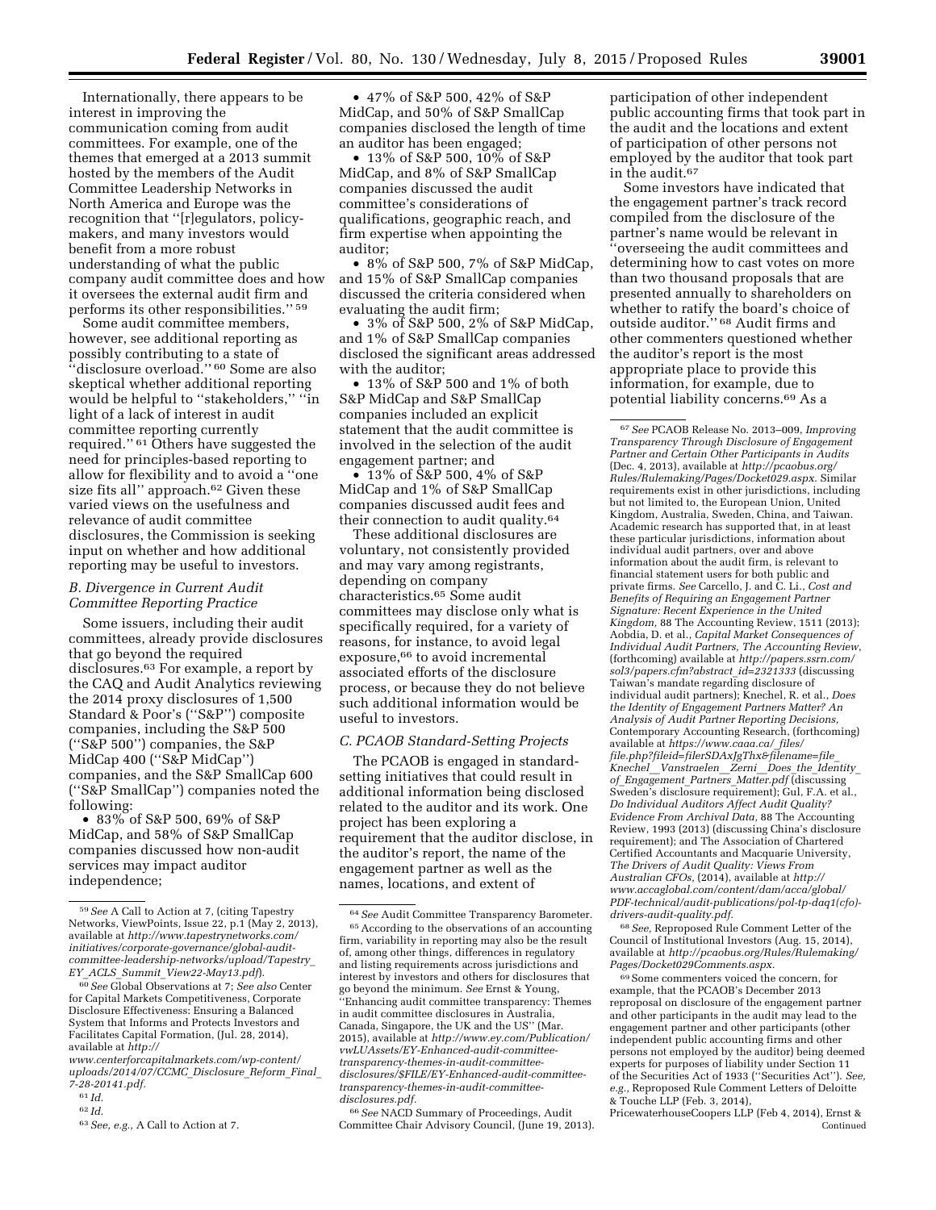Internationally, there appears to be interest in improving the communication coming from audit committees. For example, one of the themes that emerged at a 2013 summit hosted by the members of the Audit Committee Leadership Networks in North America and Europe was the recognition that "[r]egulators, policy-makers, and many investors would benefit from a more robust understanding of what the public company audit committee does and how it oversees the external audit firm and performs its other responsibilities." [59]

Some audit committee members, however, see additional reporting as possibly contributing to a state of "disclosure overload." [60] Some are also skeptical whether additional reporting would be helpful to "stakeholders," "in light of a lack of interest in audit committee reporting currently required." [61] Others have suggested the need for principles-based reporting to allow for flexibility and to avoid a "one size fits all" approach.[62] Given these varied views on the usefulness and relevance of audit committee disclosures, the Commission is seeking input on whether and how additional reporting may be useful to investors.

### B. Divergence in Current Audit Committee Reporting Practice

Some issuers, including their audit committees, already provide disclosures that go beyond the required disclosures.[63] For example, a report by the CAQ and Audit Analytics reviewing the 2014 proxy disclosures of 1,500 Standard & Poor's ("S&P") composite companies, including the S&P 500 ("S&P 500") companies, the S&P MidCap 400 ("S&P MidCap") companies, and the S&P SmallCap 600 ("S&P SmallCap") companies noted the following:

- 83% of S&P 500, 69% of S&P MidCap, and 58% of S&P SmallCap companies discussed how non-audit services may impact auditor independence;
- 47% of S&P 500, 42% of S&P MidCap, and 50% of S&P SmallCap companies disclosed the length of time an auditor has been engaged;
- 13% of S&P 500, 10% of S&P MidCap, and 8% of S&P SmallCap companies discussed the audit committee's considerations of qualifications, geographic reach, and firm expertise when appointing the auditor;
- 8% of S&P 500, 7% of S&P MidCap, and 15% of S&P SmallCap companies discussed the criteria considered when evaluating the audit firm;
- 3% of S&P 500, 2% of S&P MidCap, and 1% of S&P SmallCap companies disclosed the significant areas addressed with the auditor;
- 13% of S&P 500 and 1% of both S&P MidCap and S&P SmallCap companies included an explicit statement that the audit committee is involved in the selection of the audit engagement partner; and
- 13% of S&P 500, 4% of S&P MidCap and 1% of S&P SmallCap companies discussed audit fees and their connection to audit quality.[64]

These additional disclosures are voluntary, not consistently provided and may vary among registrants, depending on company characteristics.[65] Some audit committees may disclose only what is specifically required, for a variety of reasons, for instance, to avoid legal exposure,[66] to avoid incremental associated efforts of the disclosure process, or because they do not believe such additional information would be useful to investors.

### C. PCAOB Standard-Setting Projects

The PCAOB is engaged in standard-setting initiatives that could result in additional information being disclosed related to the auditor and its work. One project has been exploring a requirement that the auditor disclose, in the auditor's report, the name of the engagement partner as well as the names, locations, and extent of participation of other independent public accounting firms that took part in the audit and the locations and extent of participation of other persons not employed by the auditor that took part in the audit.[67]

Some investors have indicated that the engagement partner's track record compiled from the disclosure of the partner's name would be relevant in "overseeing the audit committees and determining how to cast votes on more than two thousand proposals that are presented annually to shareholders on whether to ratify the board's choice of outside auditor." [68] Audit firms and other commenters questioned whether the auditor's report is the most appropriate place to provide this information, for example, due to potential liability concerns.[69] As a

---

[59] *See* A Call to Action at 7, (citing Tapestry Networks, ViewPoints, Issue 22, p.1 (May 2, 2013), available at *http://www.tapestrynetworks.com/initiatives/corporate-governance/global-audit-committee-leadership-networks/upload/Tapestry_EY_ACLS_Summit_View22-May13.pdf*).

[60] *See* Global Observations at 7; *See also* Center for Capital Markets Competitiveness, Corporate Disclosure Effectiveness: Ensuring a Balanced System that Informs and Protects Investors and Facilitates Capital Formation, (Jul. 28, 2014), available at *http://www.centerforcapitalmarkets.com/wp-content/uploads/2014/07/CCMC_Disclosure_Reform_Final_7-28-20141.pdf*.

[61] *Id.*

[62] *Id.*

[63] *See, e.g.,* A Call to Action at 7.

[64] *See* Audit Committee Transparency Barometer.

[65] According to the observations of an accounting firm, variability in reporting may also be the result of, among other things, differences in regulatory and listing requirements across jurisdictions and interest by investors and others for disclosures that go beyond the minimum. *See* Ernst & Young, "Enhancing audit committee transparency: Themes in audit committee disclosures in Australia, Canada, Singapore, the UK and the US" (Mar. 2015), available at *http://www.ey.com/Publication/vwLUAssets/EY-Enhanced-audit-committee-transparency-themes-in-audit-committee-disclosures/$FILE/EY-Enhanced-audit-committee-transparency-themes-in-audit-committee-disclosures.pdf*.

[66] *See* NACD Summary of Proceedings, Audit Committee Chair Advisory Council, (June 19, 2013).

[67] *See* PCAOB Release No. 2013–009, *Improving Transparency Through Disclosure of Engagement Partner and Certain Other Participants in Audits* (Dec. 4, 2013), available at *http://pcaobus.org/Rules/Rulemaking/Pages/Docket029.aspx*. Similar requirements exist in other jurisdictions, including but not limited to, the European Union, United Kingdom, Australia, Sweden, China, and Taiwan. Academic research has supported that, in at least these particular jurisdictions, information about individual audit partners, over and above information about the audit firm, is relevant to financial statement users for both public and private firms. *See* Carcello, J. and C. Li., *Cost and Benefits of Requiring an Engagement Partner Signature: Recent Experience in the United Kingdom,* 88 The Accounting Review, 1511 (2013); Aobdia, D. et al., *Capital Market Consequences of Individual Audit Partners, The Accounting Review*, (forthcoming) available at *http://papers.ssrn.com/sol3/papers.cfm?abstract_id=2321333* (discussing Taiwan's mandate regarding disclosure of individual audit partners); Knechel, R. et al., *Does the Identity of Engagement Partners Matter? An Analysis of Audit Partner Reporting Decisions,* Contemporary Accounting Research, (forthcoming) available at *https://www.caaa.ca/_files/file.php?fileid=filerSDAxJgThx&filename=file_Knechel__Vanstraelen__Zerni__Does_the_Identity_of_Engagement_Partners_Matter.pdf* (discussing Sweden's disclosure requirement); Gul, F.A. et al., *Do Individual Auditors Affect Audit Quality? Evidence From Archival Data,* 88 The Accounting Review, 1993 (2013) (discussing China's disclosure requirement); and The Association of Chartered Certified Accountants and Macquarie University, *The Drivers of Audit Quality: Views From Australian CFOs,* (2014), available at *http://www.accaglobal.com/content/dam/acca/global/PDF-technical/audit-publications/pol-tp-daq1(cfo)-drivers-audit-quality.pdf*.

[68] *See,* Reproposed Rule Comment Letter of the Council of Institutional Investors (Aug. 15, 2014), available at *http://pcaobus.org/Rules/Rulemaking/Pages/Docket029Comments.aspx*.

[69] Some commenters voiced the concern, for example, that the PCAOB's December 2013 reproposal on disclosure of the engagement partner and other participants in the audit may lead to the engagement partner and other participants (other independent public accounting firms and other persons not employed by the auditor) being deemed experts for purposes of liability under Section 11 of the Securities Act of 1933 ("Securities Act"). *See, e.g.,* Reproposed Rule Comment Letters of Deloitte & Touche LLP (Feb. 3, 2014), PricewaterhouseCoopers LLP (Feb 4, 2014), Ernst & Continued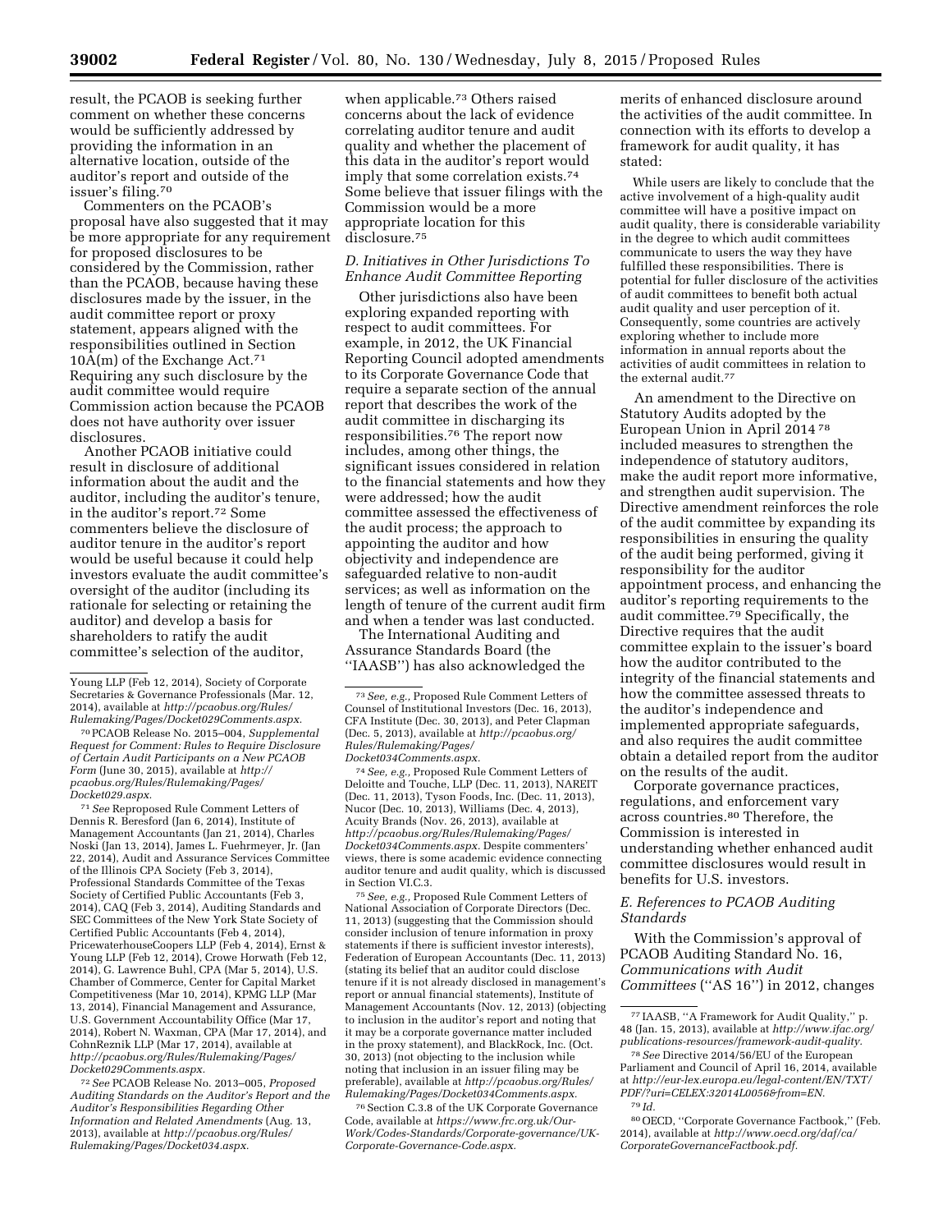result, the PCAOB is seeking further comment on whether these concerns would be sufficiently addressed by providing the information in an alternative location, outside of the auditor's report and outside of the issuer's filing.[70]

Commenters on the PCAOB's proposal have also suggested that it may be more appropriate for any requirement for proposed disclosures to be considered by the Commission, rather than the PCAOB, because having these disclosures made by the issuer, in the audit committee report or proxy statement, appears aligned with the responsibilities outlined in Section 10A(m) of the Exchange Act.[71] Requiring any such disclosure by the audit committee would require Commission action because the PCAOB does not have authority over issuer disclosures.

Another PCAOB initiative could result in disclosure of additional information about the audit and the auditor, including the auditor's tenure, in the auditor's report.[72] Some commenters believe the disclosure of auditor tenure in the auditor's report would be useful because it could help investors evaluate the audit committee's oversight of the auditor (including its rationale for selecting or retaining the auditor) and develop a basis for shareholders to ratify the audit committee's selection of the auditor, when applicable.[73] Others raised concerns about the lack of evidence correlating auditor tenure and audit quality and whether the placement of this data in the auditor's report would imply that some correlation exists.[74] Some believe that issuer filings with the Commission would be a more appropriate location for this disclosure.[75]

### D. Initiatives in Other Jurisdictions To Enhance Audit Committee Reporting

Other jurisdictions also have been exploring expanded reporting with respect to audit committees. For example, in 2012, the UK Financial Reporting Council adopted amendments to its Corporate Governance Code that require a separate section of the annual report that describes the work of the audit committee in discharging its responsibilities.[76] The report now includes, among other things, the significant issues considered in relation to the financial statements and how they were addressed; how the audit committee assessed the effectiveness of the audit process; the approach to appointing the auditor and how objectivity and independence are safeguarded relative to non-audit services; as well as information on the length of tenure of the current audit firm and when a tender was last conducted.

The International Auditing and Assurance Standards Board (the "IAASB") has also acknowledged the merits of enhanced disclosure around the activities of the audit committee. In connection with its efforts to develop a framework for audit quality, it has stated:

> While users are likely to conclude that the active involvement of a high-quality audit committee will have a positive impact on audit quality, there is considerable variability in the degree to which audit committees communicate to users the way they have fulfilled these responsibilities. There is potential for fuller disclosure of the activities of audit committees to benefit both actual audit quality and user perception of it. Consequently, some countries are actively exploring whether to include more information in annual reports about the activities of audit committees in relation to the external audit.[77]

An amendment to the Directive on Statutory Audits adopted by the European Union in April 2014[78] included measures to strengthen the independence of statutory auditors, make the audit report more informative, and strengthen audit supervision. The Directive amendment reinforces the role of the audit committee by expanding its responsibilities in ensuring the quality of the audit being performed, giving it responsibility for the auditor appointment process, and enhancing the auditor's reporting requirements to the audit committee.[79] Specifically, the Directive requires that the audit committee explain to the issuer's board how the auditor contributed to the integrity of the financial statements and how the committee assessed threats to the auditor's independence and implemented appropriate safeguards, and also requires the audit committee obtain a detailed report from the auditor on the results of the audit.

Corporate governance practices, regulations, and enforcement vary across countries.[80] Therefore, the Commission is interested in understanding whether enhanced audit committee disclosures would result in benefits for U.S. investors.

### E. References to PCAOB Auditing Standards

With the Commission's approval of PCAOB Auditing Standard No. 16, *Communications with Audit Committees* ("AS 16") in 2012, changes

---

Young LLP (Feb 12, 2014), Society of Corporate Secretaries & Governance Professionals (Mar. 12, 2014), available at *http://pcaobus.org/Rules/Rulemaking/Pages/Docket029Comments.aspx.*

[70] PCAOB Release No. 2015–004, *Supplemental Request for Comment: Rules to Require Disclosure of Certain Audit Participants on a New PCAOB Form* (June 30, 2015), available at *http://pcaobus.org/Rules/Rulemaking/Pages/Docket029.aspx.*

[71] *See* Reproposed Rule Comment Letters of Dennis R. Beresford (Jan 6, 2014), Institute of Management Accountants (Jan 21, 2014), Charles Noski (Jan 13, 2014), James L. Fuehrmeyer, Jr. (Jan 22, 2014), Audit and Assurance Services Committee of the Illinois CPA Society (Feb 3, 2014), Professional Standards Committee of the Texas Society of Certified Public Accountants (Feb 3, 2014), CAQ (Feb 3, 2014), Auditing Standards and SEC Committees of the New York State Society of Certified Public Accountants (Feb 4, 2014), PricewaterhouseCoopers LLP (Feb 4, 2014), Ernst & Young LLP (Feb 12, 2014), Crowe Horwath (Feb 12, 2014), G. Lawrence Buhl, CPA (Mar 5, 2014), U.S. Chamber of Commerce, Center for Capital Market Competitiveness (Mar 10, 2014), KPMG LLP (Mar 13, 2014), Financial Management and Assurance, U.S. Government Accountability Office (Mar 17, 2014), Robert N. Waxman, CPA (Mar 17, 2014), and CohnReznik LLP (Mar 17, 2014), available at *http://pcaobus.org/Rules/Rulemaking/Pages/Docket029Comments.aspx.*

[72] *See* PCAOB Release No. 2013–005, *Proposed Auditing Standards on the Auditor's Report and the Auditor's Responsibilities Regarding Other Information and Related Amendments* (Aug. 13, 2013), available at *http://pcaobus.org/Rules/Rulemaking/Pages/Docket034.aspx.*

[73] *See, e.g.,* Proposed Rule Comment Letters of Counsel of Institutional Investors (Dec. 16, 2013), CFA Institute (Dec. 30, 2013), and Peter Clapman (Dec. 5, 2013), available at *http://pcaobus.org/Rules/Rulemaking/Pages/Docket034Comments.aspx.*

[74] *See, e.g.,* Proposed Rule Comment Letters of Deloitte and Touche, LLP (Dec. 11, 2013), NAREIT (Dec. 11, 2013), Tyson Foods, Inc. (Dec. 11, 2013), Nucor (Dec. 10, 2013), Williams (Dec. 4, 2013), Acuity Brands (Nov. 26, 2013), available at *http://pcaobus.org/Rules/Rulemaking/Pages/Docket034Comments.aspx.* Despite commenters' views, there is some academic evidence connecting auditor tenure and audit quality, which is discussed in Section VI.C.3.

[75] *See, e.g.,* Proposed Rule Comment Letters of National Association of Corporate Directors (Dec. 11, 2013) (suggesting that the Commission should consider inclusion of tenure information in proxy statements if there is sufficient investor interests), Federation of European Accountants (Dec. 11, 2013) (stating its belief that an auditor could disclose tenure if it is not already disclosed in management's report or annual financial statements), Institute of Management Accountants (Nov. 12, 2013) (objecting to inclusion in the auditor's report and noting that it may be a corporate governance matter included in the proxy statement), and BlackRock, Inc. (Oct. 30, 2013) (not objecting to the inclusion while noting that inclusion in an issuer filing may be preferable), available at *http://pcaobus.org/Rules/Rulemaking/Pages/Docket034Comments.aspx.*

[76] Section C.3.8 of the UK Corporate Governance Code, available at *https://www.frc.org.uk/Our-Work/Codes-Standards/Corporate-governance/UK-Corporate-Governance-Code.aspx.*

[77] IAASB, "A Framework for Audit Quality," p. 48 (Jan. 15, 2013), available at *http://www.ifac.org/publications-resources/framework-audit-quality.*

[78] *See* Directive 2014/56/EU of the European Parliament and Council of April 16, 2014, available at *http://eur-lex.europa.eu/legal-content/EN/TXT/PDF/?uri=CELEX:32014L0056&from=EN.*

[79] *Id.*

[80] OECD, "Corporate Governance Factbook," (Feb. 2014), available at *http://www.oecd.org/daf/ca/CorporateGovernanceFactbook.pdf.*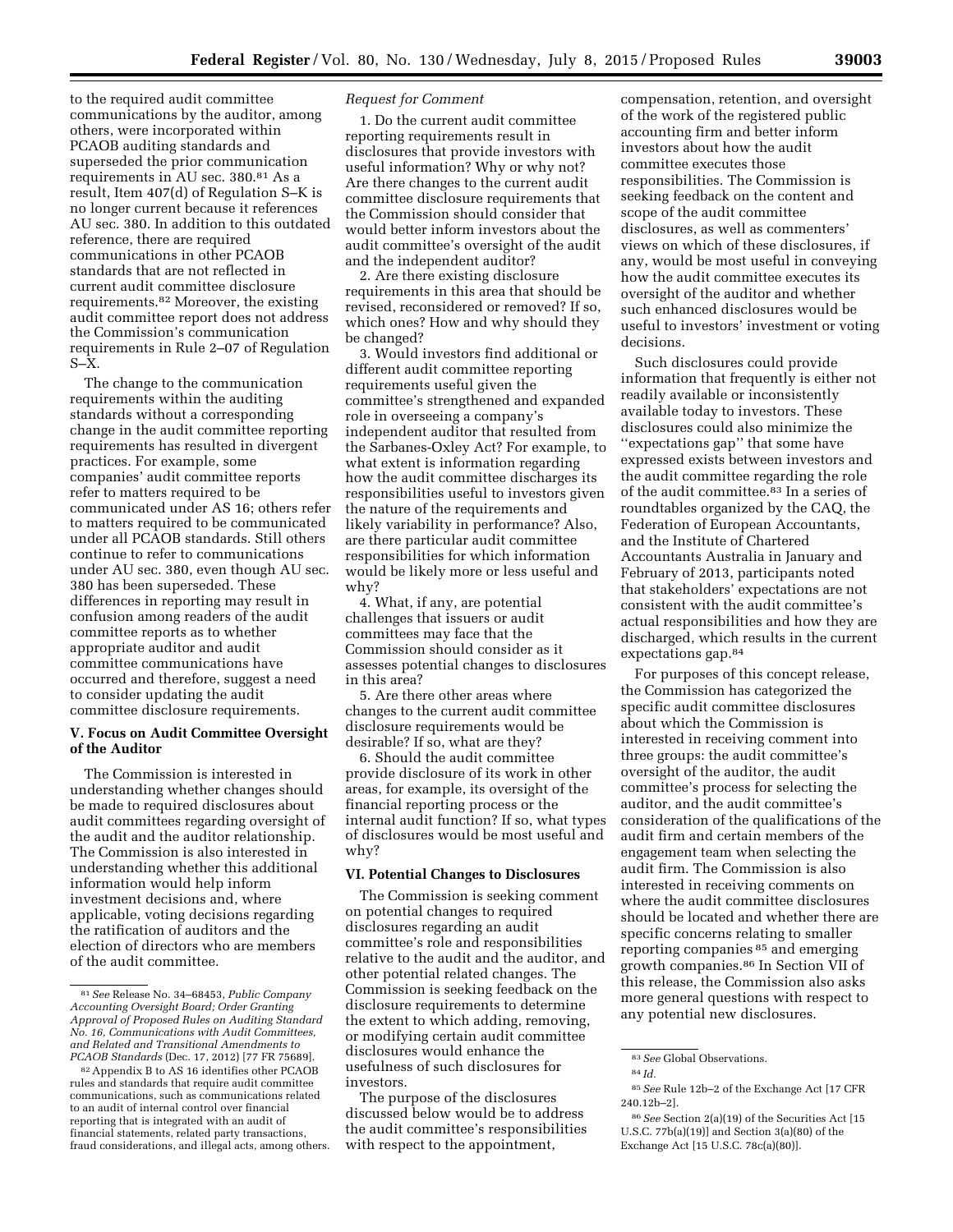to the required audit committee communications by the auditor, among others, were incorporated within PCAOB auditing standards and superseded the prior communication requirements in AU sec. 380.[81] As a result, Item 407(d) of Regulation S–K is no longer current because it references AU sec. 380. In addition to this outdated reference, there are required communications in other PCAOB standards that are not reflected in current audit committee disclosure requirements.[82] Moreover, the existing audit committee report does not address the Commission's communication requirements in Rule 2–07 of Regulation S–X.

The change to the communication requirements within the auditing standards without a corresponding change in the audit committee reporting requirements has resulted in divergent practices. For example, some companies' audit committee reports refer to matters required to be communicated under AS 16; others refer to matters required to be communicated under all PCAOB standards. Still others continue to refer to communications under AU sec. 380, even though AU sec. 380 has been superseded. These differences in reporting may result in confusion among readers of the audit committee reports as to whether appropriate auditor and audit committee communications have occurred and therefore, suggest a need to consider updating the audit committee disclosure requirements.

## V. Focus on Audit Committee Oversight of the Auditor

The Commission is interested in understanding whether changes should be made to required disclosures about audit committees regarding oversight of the audit and the auditor relationship. The Commission is also interested in understanding whether this additional information would help inform investment decisions and, where applicable, voting decisions regarding the ratification of auditors and the election of directors who are members of the audit committee.

*Request for Comment*

1. Do the current audit committee reporting requirements result in disclosures that provide investors with useful information? Why or why not? Are there changes to the current audit committee disclosure requirements that the Commission should consider that would better inform investors about the audit committee's oversight of the audit and the independent auditor?

2. Are there existing disclosure requirements in this area that should be revised, reconsidered or removed? If so, which ones? How and why should they be changed?

3. Would investors find additional or different audit committee reporting requirements useful given the committee's strengthened and expanded role in overseeing a company's independent auditor that resulted from the Sarbanes-Oxley Act? For example, to what extent is information regarding how the audit committee discharges its responsibilities useful to investors given the nature of the requirements and likely variability in performance? Also, are there particular audit committee responsibilities for which information would be likely more or less useful and why?

4. What, if any, are potential challenges that issuers or audit committees may face that the Commission should consider as it assesses potential changes to disclosures in this area?

5. Are there other areas where changes to the current audit committee disclosure requirements would be desirable? If so, what are they?

6. Should the audit committee provide disclosure of its work in other areas, for example, its oversight of the financial reporting process or the internal audit function? If so, what types of disclosures would be most useful and why?

## VI. Potential Changes to Disclosures

The Commission is seeking comment on potential changes to required disclosures regarding an audit committee's role and responsibilities relative to the audit and the auditor, and other potential related changes. The Commission is seeking feedback on the disclosure requirements to determine the extent to which adding, removing, or modifying certain audit committee disclosures would enhance the usefulness of such disclosures for investors.

The purpose of the disclosures discussed below would be to address the audit committee's responsibilities with respect to the appointment, compensation, retention, and oversight of the work of the registered public accounting firm and better inform investors about how the audit committee executes those responsibilities. The Commission is seeking feedback on the content and scope of the audit committee disclosures, as well as commenters' views on which of these disclosures, if any, would be most useful in conveying how the audit committee executes its oversight of the auditor and whether such enhanced disclosures would be useful to investors' investment or voting decisions.

Such disclosures could provide information that frequently is either not readily available or inconsistently available today to investors. These disclosures could also minimize the "expectations gap" that some have expressed exists between investors and the audit committee regarding the role of the audit committee.[83] In a series of roundtables organized by the CAQ, the Federation of European Accountants, and the Institute of Chartered Accountants Australia in January and February of 2013, participants noted that stakeholders' expectations are not consistent with the audit committee's actual responsibilities and how they are discharged, which results in the current expectations gap.[84]

For purposes of this concept release, the Commission has categorized the specific audit committee disclosures about which the Commission is interested in receiving comment into three groups: the audit committee's oversight of the auditor, the audit committee's process for selecting the auditor, and the audit committee's consideration of the qualifications of the audit firm and certain members of the engagement team when selecting the audit firm. The Commission is also interested in receiving comments on where the audit committee disclosures should be located and whether there are specific concerns relating to smaller reporting companies[85] and emerging growth companies.[86] In Section VII of this release, the Commission also asks more general questions with respect to any potential new disclosures.

---

[81] *See* Release No. 34–68453, *Public Company Accounting Oversight Board; Order Granting Approval of Proposed Rules on Auditing Standard No. 16, Communications with Audit Committees, and Related and Transitional Amendments to PCAOB Standards* (Dec. 17, 2012) [77 FR 75689].

[82] Appendix B to AS 16 identifies other PCAOB rules and standards that require audit committee communications, such as communications related to an audit of internal control over financial reporting that is integrated with an audit of financial statements, related party transactions, fraud considerations, and illegal acts, among others.

[83] *See* Global Observations.

[84] *Id.*

[85] *See* Rule 12b–2 of the Exchange Act [17 CFR 240.12b–2].

[86] *See* Section 2(a)(19) of the Securities Act [15 U.S.C. 77b(a)(19)] and Section 3(a)(80) of the Exchange Act [15 U.S.C. 78c(a)(80)].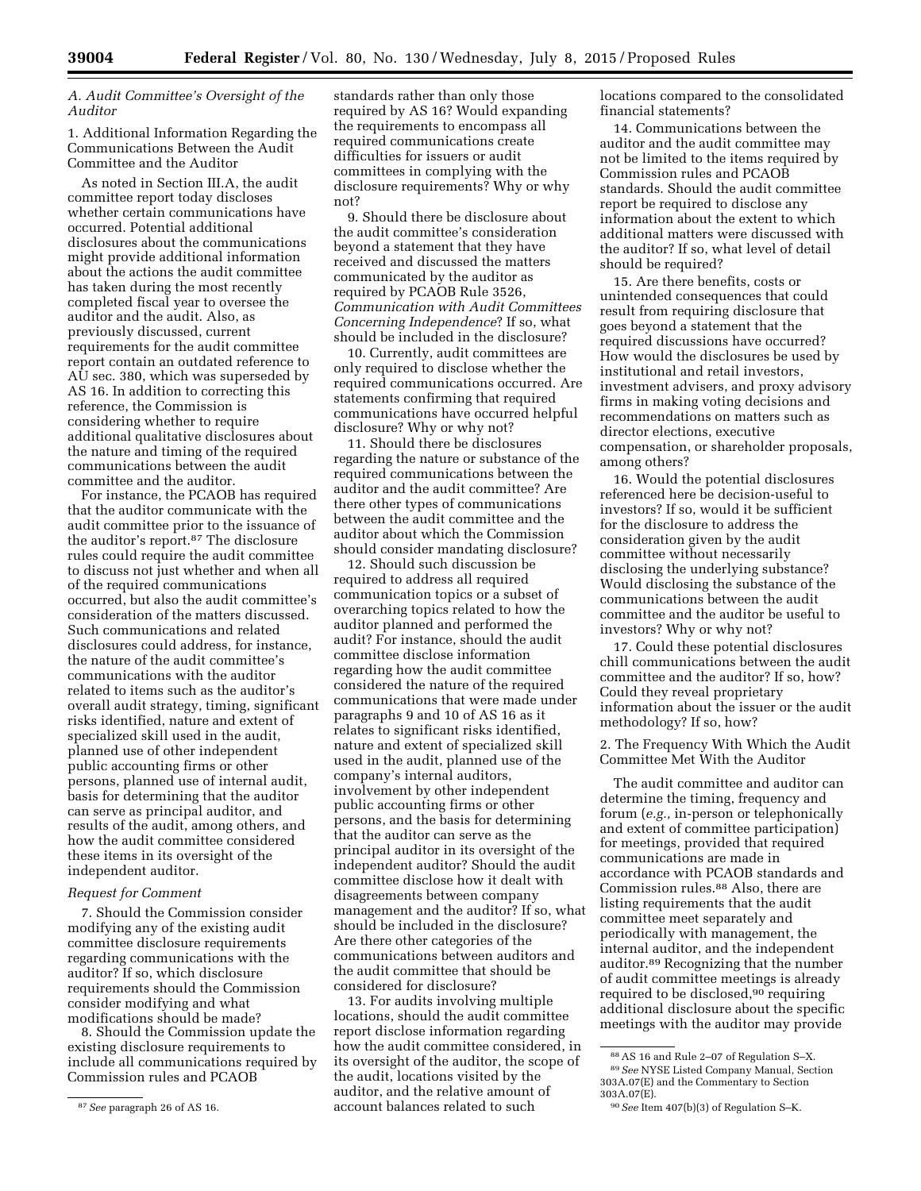### *A. Audit Committee's Oversight of the Auditor*

1. Additional Information Regarding the Communications Between the Audit Committee and the Auditor

As noted in Section III.A, the audit committee report today discloses whether certain communications have occurred. Potential additional disclosures about the communications might provide additional information about the actions the audit committee has taken during the most recently completed fiscal year to oversee the auditor and the audit. Also, as previously discussed, current requirements for the audit committee report contain an outdated reference to AU sec. 380, which was superseded by AS 16. In addition to correcting this reference, the Commission is considering whether to require additional qualitative disclosures about the nature and timing of the required communications between the audit committee and the auditor.

For instance, the PCAOB has required that the auditor communicate with the audit committee prior to the issuance of the auditor's report.[87] The disclosure rules could require the audit committee to discuss not just whether and when all of the required communications occurred, but also the audit committee's consideration of the matters discussed. Such communications and related disclosures could address, for instance, the nature of the audit committee's communications with the auditor related to items such as the auditor's overall audit strategy, timing, significant risks identified, nature and extent of specialized skill used in the audit, planned use of other independent public accounting firms or other persons, planned use of internal audit, basis for determining that the auditor can serve as principal auditor, and results of the audit, among others, and how the audit committee considered these items in its oversight of the independent auditor.

#### *Request for Comment*

7. Should the Commission consider modifying any of the existing audit committee disclosure requirements regarding communications with the auditor? If so, which disclosure requirements should the Commission consider modifying and what modifications should be made?

8. Should the Commission update the existing disclosure requirements to include all communications required by Commission rules and PCAOB standards rather than only those required by AS 16? Would expanding the requirements to encompass all required communications create difficulties for issuers or audit committees in complying with the disclosure requirements? Why or why not?

9. Should there be disclosure about the audit committee's consideration beyond a statement that they have received and discussed the matters communicated by the auditor as required by PCAOB Rule 3526, *Communication with Audit Committees Concerning Independence*? If so, what should be included in the disclosure?

10. Currently, audit committees are only required to disclose whether the required communications occurred. Are statements confirming that required communications have occurred helpful disclosure? Why or why not?

11. Should there be disclosures regarding the nature or substance of the required communications between the auditor and the audit committee? Are there other types of communications between the audit committee and the auditor about which the Commission should consider mandating disclosure?

12. Should such discussion be required to address all required communication topics or a subset of overarching topics related to how the auditor planned and performed the audit? For instance, should the audit committee disclose information regarding how the audit committee considered the nature of the required communications that were made under paragraphs 9 and 10 of AS 16 as it relates to significant risks identified, nature and extent of specialized skill used in the audit, planned use of the company's internal auditors, involvement by other independent public accounting firms or other persons, and the basis for determining that the auditor can serve as the principal auditor in its oversight of the independent auditor? Should the audit committee disclose how it dealt with disagreements between company management and the auditor? If so, what should be included in the disclosure? Are there other categories of the communications between auditors and the audit committee that should be considered for disclosure?

13. For audits involving multiple locations, should the audit committee report disclose information regarding how the audit committee considered, in its oversight of the auditor, the scope of the audit, locations visited by the auditor, and the relative amount of account balances related to such locations compared to the consolidated financial statements?

14. Communications between the auditor and the audit committee may not be limited to the items required by Commission rules and PCAOB standards. Should the audit committee report be required to disclose any information about the extent to which additional matters were discussed with the auditor? If so, what level of detail should be required?

15. Are there benefits, costs or unintended consequences that could result from requiring disclosure that goes beyond a statement that the required discussions have occurred? How would the disclosures be used by institutional and retail investors, investment advisers, and proxy advisory firms in making voting decisions and recommendations on matters such as director elections, executive compensation, or shareholder proposals, among others?

16. Would the potential disclosures referenced here be decision-useful to investors? If so, would it be sufficient for the disclosure to address the consideration given by the audit committee without necessarily disclosing the underlying substance? Would disclosing the substance of the communications between the audit committee and the auditor be useful to investors? Why or why not?

17. Could these potential disclosures chill communications between the audit committee and the auditor? If so, how? Could they reveal proprietary information about the issuer or the audit methodology? If so, how?

2. The Frequency With Which the Audit Committee Met With the Auditor

The audit committee and auditor can determine the timing, frequency and forum (*e.g.,* in-person or telephonically and extent of committee participation) for meetings, provided that required communications are made in accordance with PCAOB standards and Commission rules.[88] Also, there are listing requirements that the audit committee meet separately and periodically with management, the internal auditor, and the independent auditor.[89] Recognizing that the number of audit committee meetings is already required to be disclosed,[90] requiring additional disclosure about the specific meetings with the auditor may provide

---

[87] *See* paragraph 26 of AS 16.

[88] AS 16 and Rule 2–07 of Regulation S–X.

[89] *See* NYSE Listed Company Manual, Section 303A.07(E) and the Commentary to Section 303A.07(E).

[90] *See* Item 407(b)(3) of Regulation S–K.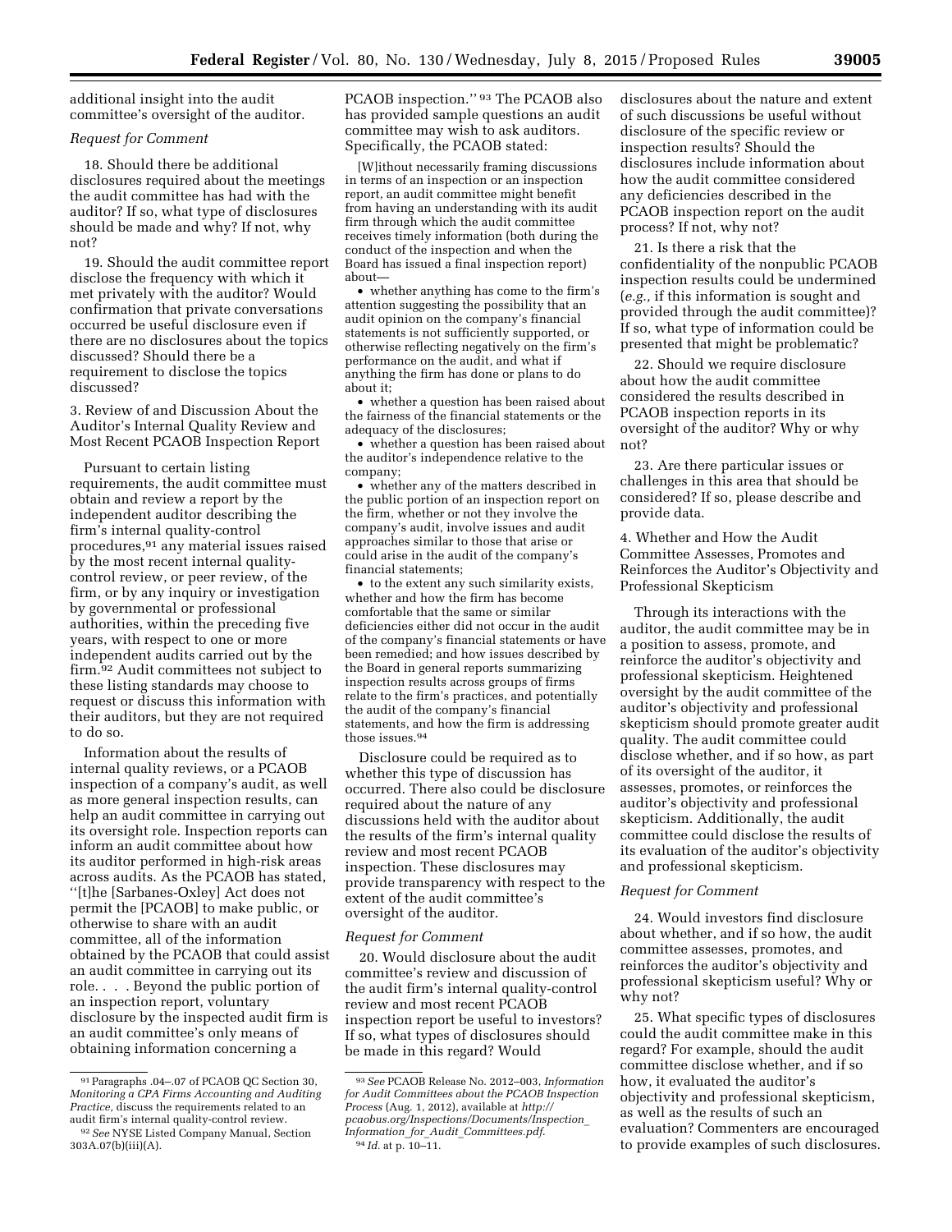additional insight into the audit committee's oversight of the auditor.

*Request for Comment*

18. Should there be additional disclosures required about the meetings the audit committee has had with the auditor? If so, what type of disclosures should be made and why? If not, why not?

19. Should the audit committee report disclose the frequency with which it met privately with the auditor? Would confirmation that private conversations occurred be useful disclosure even if there are no disclosures about the topics discussed? Should there be a requirement to disclose the topics discussed?

3. Review of and Discussion About the Auditor's Internal Quality Review and Most Recent PCAOB Inspection Report

Pursuant to certain listing requirements, the audit committee must obtain and review a report by the independent auditor describing the firm's internal quality-control procedures,[91] any material issues raised by the most recent internal quality-control review, or peer review, of the firm, or by any inquiry or investigation by governmental or professional authorities, within the preceding five years, with respect to one or more independent audits carried out by the firm.[92] Audit committees not subject to these listing standards may choose to request or discuss this information with their auditors, but they are not required to do so.

Information about the results of internal quality reviews, or a PCAOB inspection of a company's audit, as well as more general inspection results, can help an audit committee in carrying out its oversight role. Inspection reports can inform an audit committee about how its auditor performed in high-risk areas across audits. As the PCAOB has stated, ''[t]he [Sarbanes-Oxley] Act does not permit the [PCAOB] to make public, or otherwise to share with an audit committee, all of the information obtained by the PCAOB that could assist an audit committee in carrying out its role. . . . Beyond the public portion of an inspection report, voluntary disclosure by the inspected audit firm is an audit committee's only means of obtaining information concerning a PCAOB inspection.''[93] The PCAOB also has provided sample questions an audit committee may wish to ask auditors. Specifically, the PCAOB stated:

> [W]ithout necessarily framing discussions in terms of an inspection or an inspection report, an audit committee might benefit from having an understanding with its audit firm through which the audit committee receives timely information (both during the conduct of the inspection and when the Board has issued a final inspection report) about—
>
> • whether anything has come to the firm's attention suggesting the possibility that an audit opinion on the company's financial statements is not sufficiently supported, or otherwise reflecting negatively on the firm's performance on the audit, and what if anything the firm has done or plans to do about it;
>
> • whether a question has been raised about the fairness of the financial statements or the adequacy of the disclosures;
>
> • whether a question has been raised about the auditor's independence relative to the company;
>
> • whether any of the matters described in the public portion of an inspection report on the firm, whether or not they involve the company's audit, involve issues and audit approaches similar to those that arise or could arise in the audit of the company's financial statements;
>
> • to the extent any such similarity exists, whether and how the firm has become comfortable that the same or similar deficiencies either did not occur in the audit of the company's financial statements or have been remedied; and how issues described by the Board in general reports summarizing inspection results across groups of firms relate to the firm's practices, and potentially the audit of the company's financial statements, and how the firm is addressing those issues.[94]

Disclosure could be required as to whether this type of discussion has occurred. There also could be disclosure required about the nature of any discussions held with the auditor about the results of the firm's internal quality review and most recent PCAOB inspection. These disclosures may provide transparency with respect to the extent of the audit committee's oversight of the auditor.

*Request for Comment*

20. Would disclosure about the audit committee's review and discussion of the audit firm's internal quality-control review and most recent PCAOB inspection report be useful to investors? If so, what types of disclosures should be made in this regard? Would disclosures about the nature and extent of such discussions be useful without disclosure of the specific review or inspection results? Should the disclosures include information about how the audit committee considered any deficiencies described in the PCAOB inspection report on the audit process? If not, why not?

21. Is there a risk that the confidentiality of the nonpublic PCAOB inspection results could be undermined (*e.g.,* if this information is sought and provided through the audit committee)? If so, what type of information could be presented that might be problematic?

22. Should we require disclosure about how the audit committee considered the results described in PCAOB inspection reports in its oversight of the auditor? Why or why not?

23. Are there particular issues or challenges in this area that should be considered? If so, please describe and provide data.

4. Whether and How the Audit Committee Assesses, Promotes and Reinforces the Auditor's Objectivity and Professional Skepticism

Through its interactions with the auditor, the audit committee may be in a position to assess, promote, and reinforce the auditor's objectivity and professional skepticism. Heightened oversight by the audit committee of the auditor's objectivity and professional skepticism should promote greater audit quality. The audit committee could disclose whether, and if so how, as part of its oversight of the auditor, it assesses, promotes, or reinforces the auditor's objectivity and professional skepticism. Additionally, the audit committee could disclose the results of its evaluation of the auditor's objectivity and professional skepticism.

*Request for Comment*

24. Would investors find disclosure about whether, and if so how, the audit committee assesses, promotes, and reinforces the auditor's objectivity and professional skepticism useful? Why or why not?

25. What specific types of disclosures could the audit committee make in this regard? For example, should the audit committee disclose whether, and if so how, it evaluated the auditor's objectivity and professional skepticism, as well as the results of such an evaluation? Commenters are encouraged to provide examples of such disclosures.

---

[91] Paragraphs .04–.07 of PCAOB QC Section 30, *Monitoring a CPA Firms Accounting and Auditing Practice,* discuss the requirements related to an audit firm's internal quality-control review.

[92] *See* NYSE Listed Company Manual, Section 303A.07(b)(iii)(A).

[93] *See* PCAOB Release No. 2012–003, *Information for Audit Committees about the PCAOB Inspection Process* (Aug. 1, 2012), available at *http://pcaobus.org/Inspections/Documents/Inspection_Information_for_Audit_Committees.pdf*.

[94] *Id.* at p. 10–11.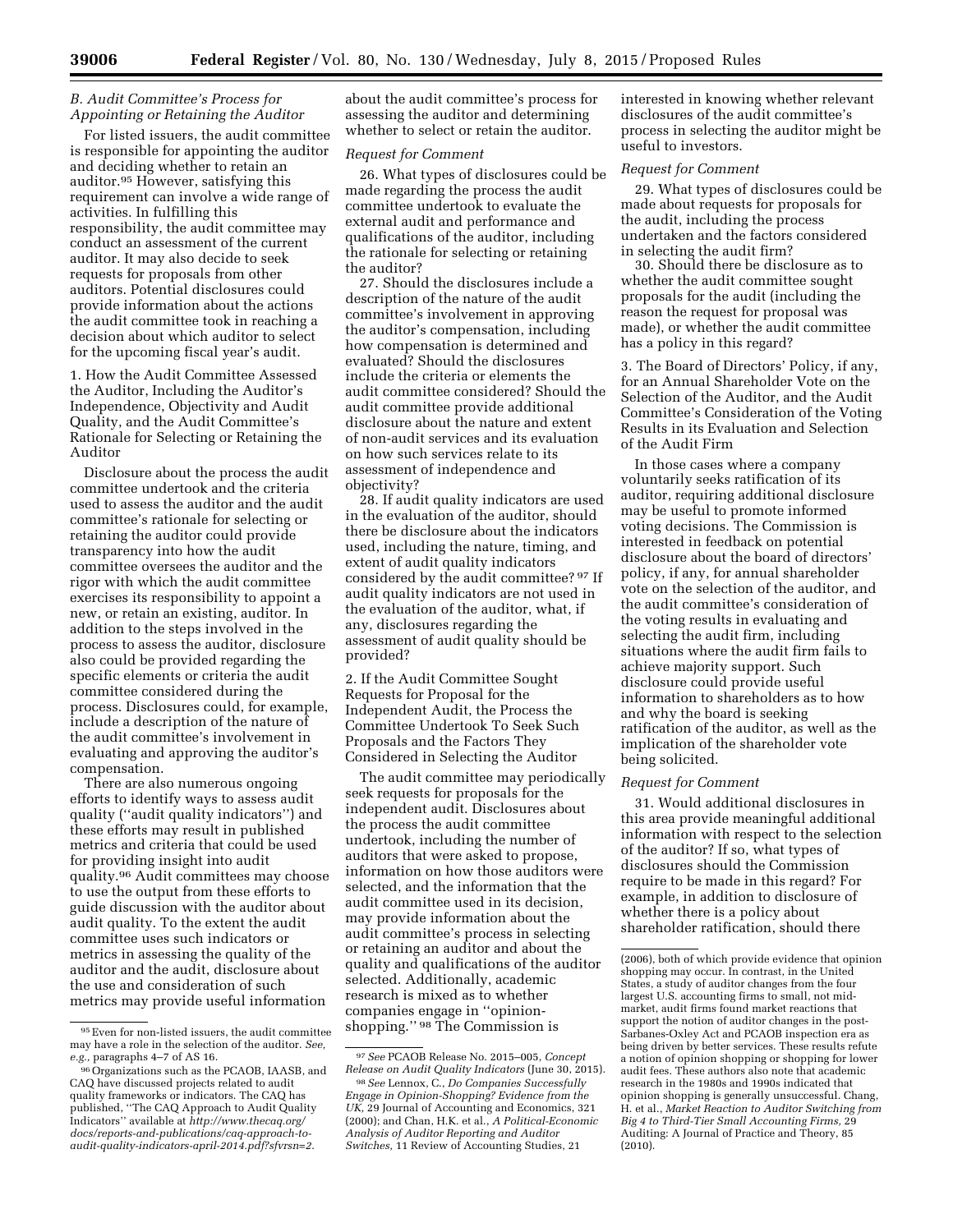### *B. Audit Committee's Process for Appointing or Retaining the Auditor*

For listed issuers, the audit committee is responsible for appointing the auditor and deciding whether to retain an auditor.[95] However, satisfying this requirement can involve a wide range of activities. In fulfilling this responsibility, the audit committee may conduct an assessment of the current auditor. It may also decide to seek requests for proposals from other auditors. Potential disclosures could provide information about the actions the audit committee took in reaching a decision about which auditor to select for the upcoming fiscal year's audit.

#### 1. How the Audit Committee Assessed the Auditor, Including the Auditor's Independence, Objectivity and Audit Quality, and the Audit Committee's Rationale for Selecting or Retaining the Auditor

Disclosure about the process the audit committee undertook and the criteria used to assess the auditor and the audit committee's rationale for selecting or retaining the auditor could provide transparency into how the audit committee oversees the auditor and the rigor with which the audit committee exercises its responsibility to appoint a new, or retain an existing, auditor. In addition to the steps involved in the process to assess the auditor, disclosure also could be provided regarding the specific elements or criteria the audit committee considered during the process. Disclosures could, for example, include a description of the nature of the audit committee's involvement in evaluating and approving the auditor's compensation.

There are also numerous ongoing efforts to identify ways to assess audit quality (''audit quality indicators'') and these efforts may result in published metrics and criteria that could be used for providing insight into audit quality.[96] Audit committees may choose to use the output from these efforts to guide discussion with the auditor about audit quality. To the extent the audit committee uses such indicators or metrics in assessing the quality of the auditor and the audit, disclosure about the use and consideration of such metrics may provide useful information about the audit committee's process for assessing the auditor and determining whether to select or retain the auditor.

*Request for Comment*

26. What types of disclosures could be made regarding the process the audit committee undertook to evaluate the external audit and performance and qualifications of the auditor, including the rationale for selecting or retaining the auditor?

27. Should the disclosures include a description of the nature of the audit committee's involvement in approving the auditor's compensation, including how compensation is determined and evaluated? Should the disclosures include the criteria or elements the audit committee considered? Should the audit committee provide additional disclosure about the nature and extent of non-audit services and its evaluation on how such services relate to its assessment of independence and objectivity?

28. If audit quality indicators are used in the evaluation of the auditor, should there be disclosure about the indicators used, including the nature, timing, and extent of audit quality indicators considered by the audit committee?[97] If audit quality indicators are not used in the evaluation of the auditor, what, if any, disclosures regarding the assessment of audit quality should be provided?

#### 2. If the Audit Committee Sought Requests for Proposal for the Independent Audit, the Process the Committee Undertook To Seek Such Proposals and the Factors They Considered in Selecting the Auditor

The audit committee may periodically seek requests for proposals for the independent audit. Disclosures about the process the audit committee undertook, including the number of auditors that were asked to propose, information on how those auditors were selected, and the information that the audit committee used in its decision, may provide information about the audit committee's process in selecting or retaining an auditor and about the quality and qualifications of the auditor selected. Additionally, academic research is mixed as to whether companies engage in ''opinion-shopping.'' [98] The Commission is interested in knowing whether relevant disclosures of the audit committee's process in selecting the auditor might be useful to investors.

*Request for Comment*

29. What types of disclosures could be made about requests for proposals for the audit, including the process undertaken and the factors considered in selecting the audit firm?

30. Should there be disclosure as to whether the audit committee sought proposals for the audit (including the reason the request for proposal was made), or whether the audit committee has a policy in this regard?

#### 3. The Board of Directors' Policy, if any, for an Annual Shareholder Vote on the Selection of the Auditor, and the Audit Committee's Consideration of the Voting Results in its Evaluation and Selection of the Audit Firm

In those cases where a company voluntarily seeks ratification of its auditor, requiring additional disclosure may be useful to promote informed voting decisions. The Commission is interested in feedback on potential disclosure about the board of directors' policy, if any, for annual shareholder vote on the selection of the auditor, and the audit committee's consideration of the voting results in evaluating and selecting the audit firm, including situations where the audit firm fails to achieve majority support. Such disclosure could provide useful information to shareholders as to how and why the board is seeking ratification of the auditor, as well as the implication of the shareholder vote being solicited.

*Request for Comment*

31. Would additional disclosures in this area provide meaningful additional information with respect to the selection of the auditor? If so, what types of disclosures should the Commission require to be made in this regard? For example, in addition to disclosure of whether there is a policy about shareholder ratification, should there

---

[95] Even for non-listed issuers, the audit committee may have a role in the selection of the auditor. *See, e.g.,* paragraphs 4–7 of AS 16.

[96] Organizations such as the PCAOB, IAASB, and CAQ have discussed projects related to audit quality frameworks or indicators. The CAQ has published, ''The CAQ Approach to Audit Quality Indicators'' available at *http://www.thecaq.org/docs/reports-and-publications/caq-approach-to-audit-quality-indicators-april-2014.pdf?sfvrsn=2.*

[97] *See* PCAOB Release No. 2015–005, *Concept Release on Audit Quality Indicators* (June 30, 2015).

[98] *See* Lennox, C., *Do Companies Successfully Engage in Opinion-Shopping? Evidence from the UK,* 29 Journal of Accounting and Economics, 321 (2000); and Chan, H.K. et al., *A Political-Economic Analysis of Auditor Reporting and Auditor Switches,* 11 Review of Accounting Studies, 21 (2006), both of which provide evidence that opinion shopping may occur. In contrast, in the United States, a study of auditor changes from the four largest U.S. accounting firms to small, not mid-market, audit firms found market reactions that support the notion of auditor changes in the post-Sarbanes-Oxley Act and PCAOB inspection era as being driven by better services. These results refute a notion of opinion shopping or shopping for lower audit fees. These authors also note that academic research in the 1980s and 1990s indicated that opinion shopping is generally unsuccessful. Chang, H. et al., *Market Reaction to Auditor Switching from Big 4 to Third-Tier Small Accounting Firms,* 29 Auditing: A Journal of Practice and Theory, 85 (2010).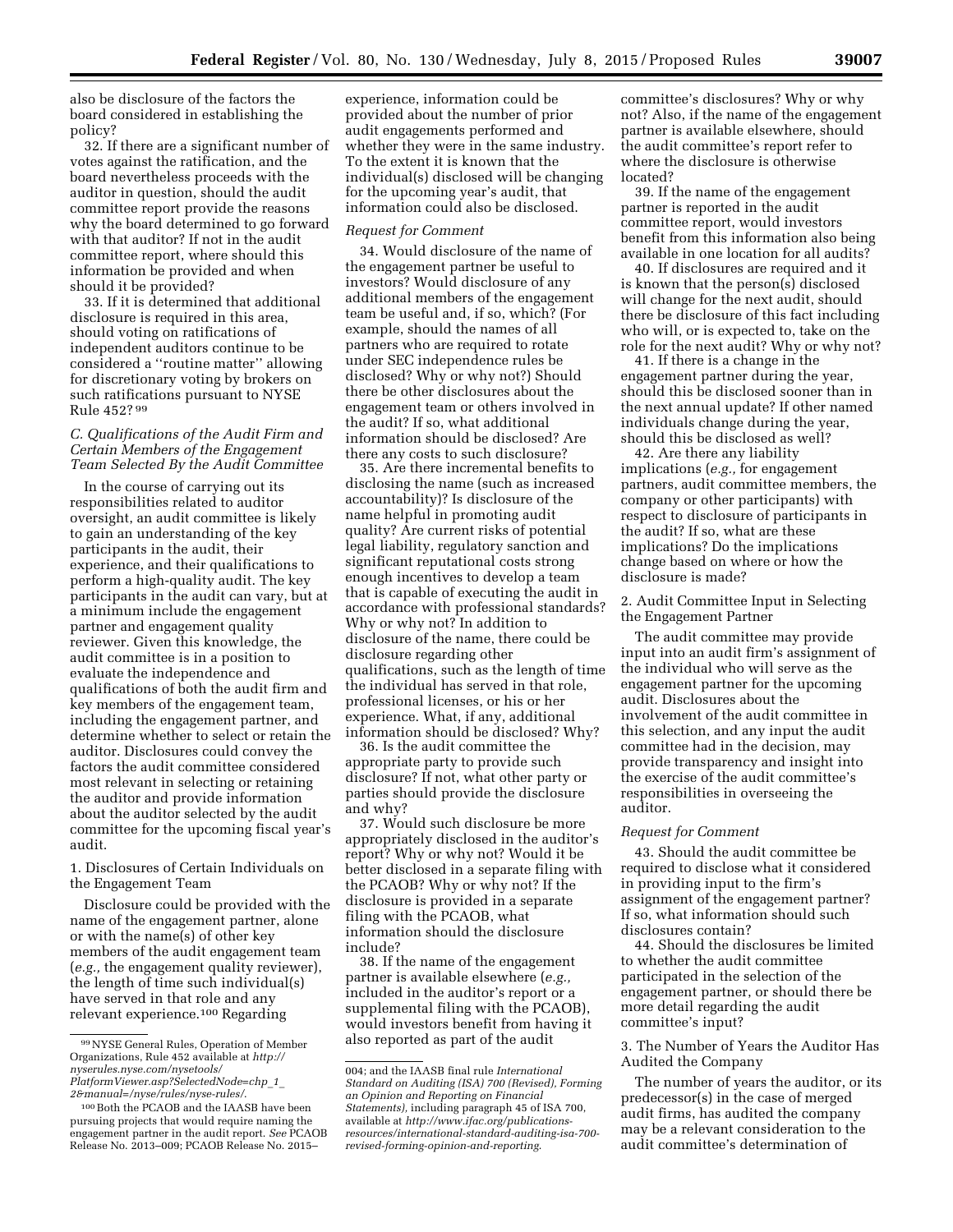also be disclosure of the factors the board considered in establishing the policy?

32. If there are a significant number of votes against the ratification, and the board nevertheless proceeds with the auditor in question, should the audit committee report provide the reasons why the board determined to go forward with that auditor? If not in the audit committee report, where should this information be provided and when should it be provided?

33. If it is determined that additional disclosure is required in this area, should voting on ratifications of independent auditors continue to be considered a "routine matter" allowing for discretionary voting by brokers on such ratifications pursuant to NYSE Rule 452? [99]

### C. Qualifications of the Audit Firm and Certain Members of the Engagement Team Selected By the Audit Committee

In the course of carrying out its responsibilities related to auditor oversight, an audit committee is likely to gain an understanding of the key participants in the audit, their experience, and their qualifications to perform a high-quality audit. The key participants in the audit can vary, but at a minimum include the engagement partner and engagement quality reviewer. Given this knowledge, the audit committee is in a position to evaluate the independence and qualifications of both the audit firm and key members of the engagement team, including the engagement partner, and determine whether to select or retain the auditor. Disclosures could convey the factors the audit committee considered most relevant in selecting or retaining the auditor and provide information about the auditor selected by the audit committee for the upcoming fiscal year's audit.

#### 1. Disclosures of Certain Individuals on the Engagement Team

Disclosure could be provided with the name of the engagement partner, alone or with the name(s) of other key members of the audit engagement team (*e.g.,* the engagement quality reviewer), the length of time such individual(s) have served in that role and any relevant experience.[100] Regarding experience, information could be provided about the number of prior audit engagements performed and whether they were in the same industry. To the extent it is known that the individual(s) disclosed will be changing for the upcoming year's audit, that information could also be disclosed.

*Request for Comment*

34. Would disclosure of the name of the engagement partner be useful to investors? Would disclosure of any additional members of the engagement team be useful and, if so, which? (For example, should the names of all partners who are required to rotate under SEC independence rules be disclosed? Why or why not?) Should there be other disclosures about the engagement team or others involved in the audit? If so, what additional information should be disclosed? Are there any costs to such disclosure?

35. Are there incremental benefits to disclosing the name (such as increased accountability)? Is disclosure of the name helpful in promoting audit quality? Are current risks of potential legal liability, regulatory sanction and significant reputational costs strong enough incentives to develop a team that is capable of executing the audit in accordance with professional standards? Why or why not? In addition to disclosure of the name, there could be disclosure regarding other qualifications, such as the length of time the individual has served in that role, professional licenses, or his or her experience. What, if any, additional information should be disclosed? Why?

36. Is the audit committee the appropriate party to provide such disclosure? If not, what other party or parties should provide the disclosure and why?

37. Would such disclosure be more appropriately disclosed in the auditor's report? Why or why not? Would it be better disclosed in a separate filing with the PCAOB? Why or why not? If the disclosure is provided in a separate filing with the PCAOB, what information should the disclosure include?

38. If the name of the engagement partner is available elsewhere (*e.g.,* included in the auditor's report or a supplemental filing with the PCAOB), would investors benefit from having it also reported as part of the audit committee's disclosures? Why or why not? Also, if the name of the engagement partner is available elsewhere, should the audit committee's report refer to where the disclosure is otherwise located?

39. If the name of the engagement partner is reported in the audit committee report, would investors benefit from this information also being available in one location for all audits?

40. If disclosures are required and it is known that the person(s) disclosed will change for the next audit, should there be disclosure of this fact including who will, or is expected to, take on the role for the next audit? Why or why not?

41. If there is a change in the engagement partner during the year, should this be disclosed sooner than in the next annual update? If other named individuals change during the year, should this be disclosed as well?

42. Are there any liability implications (*e.g.,* for engagement partners, audit committee members, the company or other participants) with respect to disclosure of participants in the audit? If so, what are these implications? Do the implications change based on where or how the disclosure is made?

#### 2. Audit Committee Input in Selecting the Engagement Partner

The audit committee may provide input into an audit firm's assignment of the individual who will serve as the engagement partner for the upcoming audit. Disclosures about the involvement of the audit committee in this selection, and any input the audit committee had in the decision, may provide transparency and insight into the exercise of the audit committee's responsibilities in overseeing the auditor.

*Request for Comment*

43. Should the audit committee be required to disclose what it considered in providing input to the firm's assignment of the engagement partner? If so, what information should such disclosures contain?

44. Should the disclosures be limited to whether the audit committee participated in the selection of the engagement partner, or should there be more detail regarding the audit committee's input?

#### 3. The Number of Years the Auditor Has Audited the Company

The number of years the auditor, or its predecessor(s) in the case of merged audit firms, has audited the company may be a relevant consideration to the audit committee's determination of

---

[99] NYSE General Rules, Operation of Member Organizations, Rule 452 available at *http://nyserules.nyse.com/nysetools/PlatformViewer.asp?SelectedNode=chp_1_2&manual=/nyse/rules/nyse-rules/*.

[100] Both the PCAOB and the IAASB have been pursuing projects that would require naming the engagement partner in the audit report. *See* PCAOB Release No. 2013–009; PCAOB Release No. 2015–004; and the IAASB final rule *International Standard on Auditing (ISA) 700 (Revised), Forming an Opinion and Reporting on Financial Statements),* including paragraph 45 of ISA 700, available at *http://www.ifac.org/publications-resources/international-standard-auditing-isa-700-revised-forming-opinion-and-reporting*.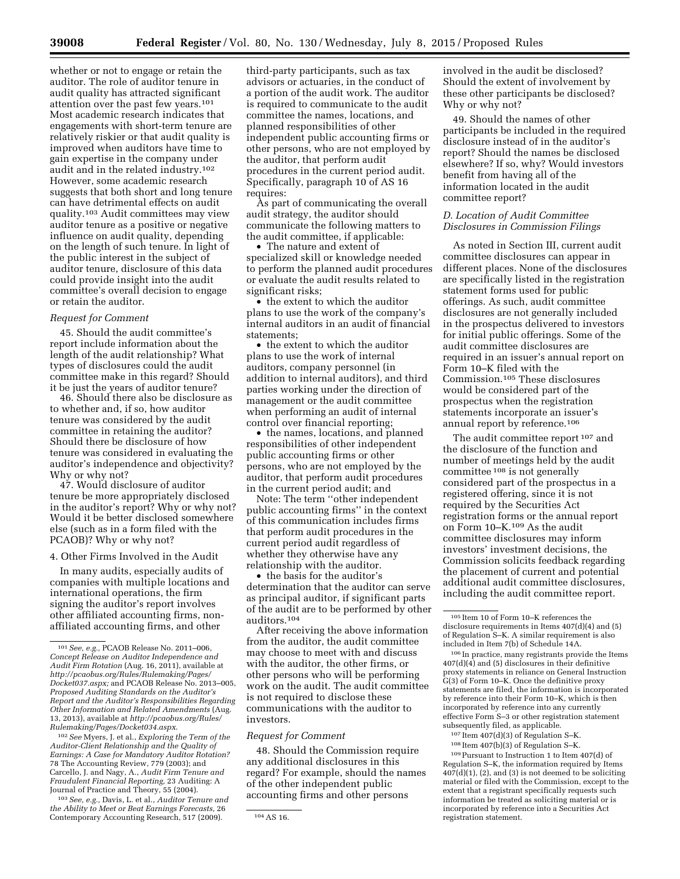whether or not to engage or retain the auditor. The role of auditor tenure in audit quality has attracted significant attention over the past few years.[101] Most academic research indicates that engagements with short-term tenure are relatively riskier or that audit quality is improved when auditors have time to gain expertise in the company under audit and in the related industry.[102] However, some academic research suggests that both short and long tenure can have detrimental effects on audit quality.[103] Audit committees may view auditor tenure as a positive or negative influence on audit quality, depending on the length of such tenure. In light of the public interest in the subject of auditor tenure, disclosure of this data could provide insight into the audit committee's overall decision to engage or retain the auditor.

*Request for Comment*

45. Should the audit committee's report include information about the length of the audit relationship? What types of disclosures could the audit committee make in this regard? Should it be just the years of auditor tenure?

46. Should there also be disclosure as to whether and, if so, how auditor tenure was considered by the audit committee in retaining the auditor? Should there be disclosure of how tenure was considered in evaluating the auditor's independence and objectivity? Why or why not?

47. Would disclosure of auditor tenure be more appropriately disclosed in the auditor's report? Why or why not? Would it be better disclosed somewhere else (such as in a form filed with the PCAOB)? Why or why not?

4. Other Firms Involved in the Audit

In many audits, especially audits of companies with multiple locations and international operations, the firm signing the auditor's report involves other affiliated accounting firms, non-affiliated accounting firms, and other third-party participants, such as tax advisors or actuaries, in the conduct of a portion of the audit work. The auditor is required to communicate to the audit committee the names, locations, and planned responsibilities of other independent public accounting firms or other persons, who are not employed by the auditor, that perform audit procedures in the current period audit. Specifically, paragraph 10 of AS 16 requires:

As part of communicating the overall audit strategy, the auditor should communicate the following matters to the audit committee, if applicable:

- The nature and extent of specialized skill or knowledge needed to perform the planned audit procedures or evaluate the audit results related to significant risks;
- the extent to which the auditor plans to use the work of the company's internal auditors in an audit of financial statements;
- the extent to which the auditor plans to use the work of internal auditors, company personnel (in addition to internal auditors), and third parties working under the direction of management or the audit committee when performing an audit of internal control over financial reporting;
- the names, locations, and planned responsibilities of other independent public accounting firms or other persons, who are not employed by the auditor, that perform audit procedures in the current period audit; and

Note: The term ''other independent public accounting firms'' in the context of this communication includes firms that perform audit procedures in the current period audit regardless of whether they otherwise have any relationship with the auditor.

- the basis for the auditor's determination that the auditor can serve as principal auditor, if significant parts of the audit are to be performed by other auditors.[104]

After receiving the above information from the auditor, the audit committee may choose to meet with and discuss with the auditor, the other firms, or other persons who will be performing work on the audit. The audit committee is not required to disclose these communications with the auditor to investors.

*Request for Comment*

48. Should the Commission require any additional disclosures in this regard? For example, should the names of the other independent public accounting firms and other persons involved in the audit be disclosed? Should the extent of involvement by these other participants be disclosed? Why or why not?

49. Should the names of other participants be included in the required disclosure instead of in the auditor's report? Should the names be disclosed elsewhere? If so, why? Would investors benefit from having all of the information located in the audit committee report?

### *D. Location of Audit Committee Disclosures in Commission Filings*

As noted in Section III, current audit committee disclosures can appear in different places. None of the disclosures are specifically listed in the registration statement forms used for public offerings. As such, audit committee disclosures are not generally included in the prospectus delivered to investors for initial public offerings. Some of the audit committee disclosures are required in an issuer's annual report on Form 10–K filed with the Commission.[105] These disclosures would be considered part of the prospectus when the registration statements incorporate an issuer's annual report by reference.[106]

The audit committee report[107] and the disclosure of the function and number of meetings held by the audit committee[108] is not generally considered part of the prospectus in a registered offering, since it is not required by the Securities Act registration forms or the annual report on Form 10–K.[109] As the audit committee disclosures may inform investors' investment decisions, the Commission solicits feedback regarding the placement of current and potential additional audit committee disclosures, including the audit committee report.

---

[101] *See, e.g.,* PCAOB Release No. 2011–006, *Concept Release on Auditor Independence and Audit Firm Rotation* (Aug. 16, 2011), available at *http://pcaobus.org/Rules/Rulemaking/Pages/Docket037.aspx;* and PCAOB Release No. 2013–005, *Proposed Auditing Standards on the Auditor's Report and the Auditor's Responsibilities Regarding Other Information and Related Amendments* (Aug. 13, 2013), available at *http://pcaobus.org/Rules/Rulemaking/Pages/Docket034.aspx.*

[102] *See* Myers, J. et al., *Exploring the Term of the Auditor-Client Relationship and the Quality of Earnings: A Case for Mandatory Auditor Rotation?* 78 The Accounting Review, 779 (2003); and Carcello, J. and Nagy, A., *Audit Firm Tenure and Fraudulent Financial Reporting,* 23 Auditing: A Journal of Practice and Theory, 55 (2004).

[103] *See, e.g.,* Davis, L. et al., *Auditor Tenure and the Ability to Meet or Beat Earnings Forecasts,* 26 Contemporary Accounting Research, 517 (2009).

[104] AS 16.

[105] Item 10 of Form 10–K references the disclosure requirements in Items 407(d)(4) and (5) of Regulation S–K. A similar requirement is also included in Item 7(b) of Schedule 14A.

[106] In practice, many registrants provide the Items 407(d)(4) and (5) disclosures in their definitive proxy statements in reliance on General Instruction G(3) of Form 10–K. Once the definitive proxy statements are filed, the information is incorporated by reference into their Form 10–K, which is then incorporated by reference into any currently effective Form S–3 or other registration statement subsequently filed, as applicable.

[107] Item 407(d)(3) of Regulation S–K.

[108] Item 407(b)(3) of Regulation S–K.

[109] Pursuant to Instruction 1 to Item 407(d) of Regulation S–K, the information required by Items 407(d)(1), (2), and (3) is not deemed to be soliciting material or filed with the Commission, except to the extent that a registrant specifically requests such information be treated as soliciting material or is incorporated by reference into a Securities Act registration statement.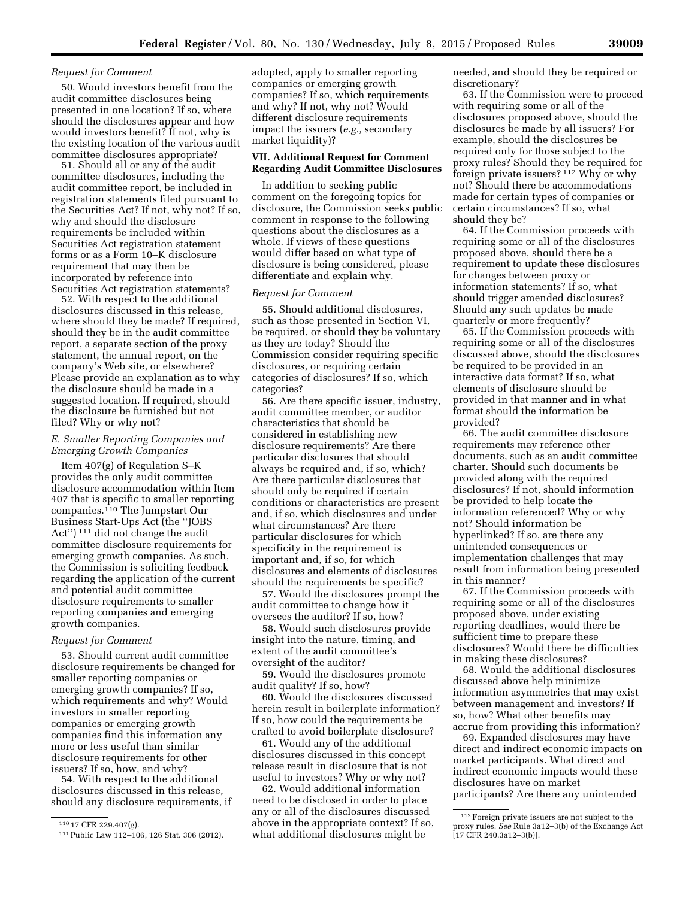*Request for Comment*

50. Would investors benefit from the audit committee disclosures being presented in one location? If so, where should the disclosures appear and how would investors benefit? If not, why is the existing location of the various audit committee disclosures appropriate?

51. Should all or any of the audit committee disclosures, including the audit committee report, be included in registration statements filed pursuant to the Securities Act? If not, why not? If so, why and should the disclosure requirements be included within Securities Act registration statement forms or as a Form 10–K disclosure requirement that may then be incorporated by reference into Securities Act registration statements?

52. With respect to the additional disclosures discussed in this release, where should they be made? If required, should they be in the audit committee report, a separate section of the proxy statement, the annual report, on the company's Web site, or elsewhere? Please provide an explanation as to why the disclosure should be made in a suggested location. If required, should the disclosure be furnished but not filed? Why or why not?

### *E. Smaller Reporting Companies and Emerging Growth Companies*

Item 407(g) of Regulation S–K provides the only audit committee disclosure accommodation within Item 407 that is specific to smaller reporting companies.[110] The Jumpstart Our Business Start-Ups Act (the "JOBS Act")[111] did not change the audit committee disclosure requirements for emerging growth companies. As such, the Commission is soliciting feedback regarding the application of the current and potential audit committee disclosure requirements to smaller reporting companies and emerging growth companies.

*Request for Comment*

53. Should current audit committee disclosure requirements be changed for smaller reporting companies or emerging growth companies? If so, which requirements and why? Would investors in smaller reporting companies or emerging growth companies find this information any more or less useful than similar disclosure requirements for other issuers? If so, how, and why?

54. With respect to the additional disclosures discussed in this release, should any disclosure requirements, if adopted, apply to smaller reporting companies or emerging growth companies? If so, which requirements and why? If not, why not? Would different disclosure requirements impact the issuers (*e.g.,* secondary market liquidity)?

## VII. Additional Request for Comment Regarding Audit Committee Disclosures

In addition to seeking public comment on the foregoing topics for disclosure, the Commission seeks public comment in response to the following questions about the disclosures as a whole. If views of these questions would differ based on what type of disclosure is being considered, please differentiate and explain why.

*Request for Comment*

55. Should additional disclosures, such as those presented in Section VI, be required, or should they be voluntary as they are today? Should the Commission consider requiring specific disclosures, or requiring certain categories of disclosures? If so, which categories?

56. Are there specific issuer, industry, audit committee member, or auditor characteristics that should be considered in establishing new disclosure requirements? Are there particular disclosures that should always be required and, if so, which? Are there particular disclosures that should only be required if certain conditions or characteristics are present and, if so, which disclosures and under what circumstances? Are there particular disclosures for which specificity in the requirement is important and, if so, for which disclosures and elements of disclosures should the requirements be specific?

57. Would the disclosures prompt the audit committee to change how it oversees the auditor? If so, how?

58. Would such disclosures provide insight into the nature, timing, and extent of the audit committee's oversight of the auditor?

59. Would the disclosures promote audit quality? If so, how?

60. Would the disclosures discussed herein result in boilerplate information? If so, how could the requirements be crafted to avoid boilerplate disclosure?

61. Would any of the additional disclosures discussed in this concept release result in disclosure that is not useful to investors? Why or why not?

62. Would additional information need to be disclosed in order to place any or all of the disclosures discussed above in the appropriate context? If so, what additional disclosures might be needed, and should they be required or discretionary?

63. If the Commission were to proceed with requiring some or all of the disclosures proposed above, should the disclosures be made by all issuers? For example, should the disclosures be required only for those subject to the proxy rules? Should they be required for foreign private issuers?[112] Why or why not? Should there be accommodations made for certain types of companies or certain circumstances? If so, what should they be?

64. If the Commission proceeds with requiring some or all of the disclosures proposed above, should there be a requirement to update these disclosures for changes between proxy or information statements? If so, what should trigger amended disclosures? Should any such updates be made quarterly or more frequently?

65. If the Commission proceeds with requiring some or all of the disclosures discussed above, should the disclosures be required to be provided in an interactive data format? If so, what elements of disclosure should be provided in that manner and in what format should the information be provided?

66. The audit committee disclosure requirements may reference other documents, such as an audit committee charter. Should such documents be provided along with the required disclosures? If not, should information be provided to help locate the information referenced? Why or why not? Should information be hyperlinked? If so, are there any unintended consequences or implementation challenges that may result from information being presented in this manner?

67. If the Commission proceeds with requiring some or all of the disclosures proposed above, under existing reporting deadlines, would there be sufficient time to prepare these disclosures? Would there be difficulties in making these disclosures?

68. Would the additional disclosures discussed above help minimize information asymmetries that may exist between management and investors? If so, how? What other benefits may accrue from providing this information?

69. Expanded disclosures may have direct and indirect economic impacts on market participants. What direct and indirect economic impacts would these disclosures have on market participants? Are there any unintended

---

[110] 17 CFR 229.407(g).

[111] Public Law 112–106, 126 Stat. 306 (2012).

[112] Foreign private issuers are not subject to the proxy rules. *See* Rule 3a12–3(b) of the Exchange Act [17 CFR 240.3a12–3(b)].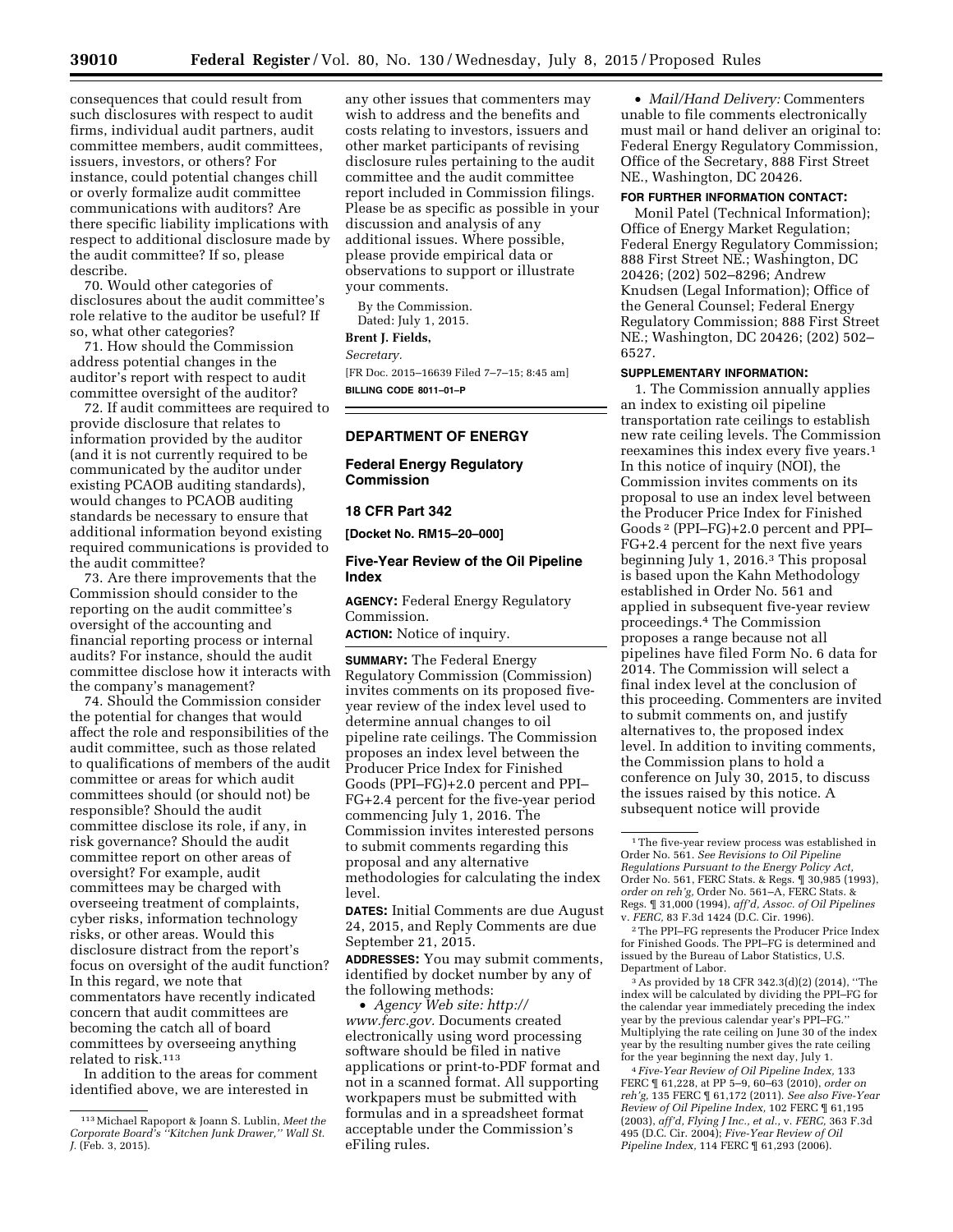consequences that could result from such disclosures with respect to audit firms, individual audit partners, audit committee members, audit committees, issuers, investors, or others? For instance, could potential changes chill or overly formalize audit committee communications with auditors? Are there specific liability implications with respect to additional disclosure made by the audit committee? If so, please describe.

70. Would other categories of disclosures about the audit committee's role relative to the auditor be useful? If so, what other categories?

71. How should the Commission address potential changes in the auditor's report with respect to audit committee oversight of the auditor?

72. If audit committees are required to provide disclosure that relates to information provided by the auditor (and it is not currently required to be communicated by the auditor under existing PCAOB auditing standards), would changes to PCAOB auditing standards be necessary to ensure that additional information beyond existing required communications is provided to the audit committee?

73. Are there improvements that the Commission should consider to the reporting on the audit committee's oversight of the accounting and financial reporting process or internal audits? For instance, should the audit committee disclose how it interacts with the company's management?

74. Should the Commission consider the potential for changes that would affect the role and responsibilities of the audit committee, such as those related to qualifications of members of the audit committee or areas for which audit committees should (or should not) be responsible? Should the audit committee disclose its role, if any, in risk governance? Should the audit committee report on other areas of oversight? For example, audit committees may be charged with overseeing treatment of complaints, cyber risks, information technology risks, or other areas. Would this disclosure distract from the report's focus on oversight of the audit function? In this regard, we note that commentators have recently indicated concern that audit committees are becoming the catch all of board committees by overseeing anything related to risk.[113]

In addition to the areas for comment identified above, we are interested in any other issues that commenters may wish to address and the benefits and costs relating to investors, issuers and other market participants of revising disclosure rules pertaining to the audit committee and the audit committee report included in Commission filings. Please be as specific as possible in your discussion and analysis of any additional issues. Where possible, please provide empirical data or observations to support or illustrate your comments.

By the Commission.

Dated: July 1, 2015.

**Brent J. Fields,**

*Secretary.*

[FR Doc. 2015–16639 Filed 7–7–15; 8:45 am]

**BILLING CODE 8011–01–P**

[113] Michael Rapoport & Joann S. Lublin, *Meet the Corporate Board's "Kitchen Junk Drawer," Wall St. J.* (Feb. 3, 2015).

## DEPARTMENT OF ENERGY

### Federal Energy Regulatory Commission

### 18 CFR Part 342

**[Docket No. RM15–20–000]**

### Five-Year Review of the Oil Pipeline Index

**AGENCY:** Federal Energy Regulatory Commission.

**ACTION:** Notice of inquiry.

**SUMMARY:** The Federal Energy Regulatory Commission (Commission) invites comments on its proposed five-year review of the index level used to determine annual changes to oil pipeline rate ceilings. The Commission proposes an index level between the Producer Price Index for Finished Goods (PPI–FG)+2.0 percent and PPI–FG+2.4 percent for the five-year period commencing July 1, 2016. The Commission invites interested persons to submit comments regarding this proposal and any alternative methodologies for calculating the index level.

**DATES:** Initial Comments are due August 24, 2015, and Reply Comments are due September 21, 2015.

**ADDRESSES:** You may submit comments, identified by docket number by any of the following methods:

- *Agency Web site: http://www.ferc.gov.* Documents created electronically using word processing software should be filed in native applications or print-to-PDF format and not in a scanned format. All supporting workpapers must be submitted with formulas and in a spreadsheet format acceptable under the Commission's eFiling rules.
- *Mail/Hand Delivery:* Commenters unable to file comments electronically must mail or hand deliver an original to: Federal Energy Regulatory Commission, Office of the Secretary, 888 First Street NE., Washington, DC 20426.

**FOR FURTHER INFORMATION CONTACT:**

Monil Patel (Technical Information); Office of Energy Market Regulation; Federal Energy Regulatory Commission; 888 First Street NE.; Washington, DC 20426; (202) 502–8296; Andrew Knudsen (Legal Information); Office of the General Counsel; Federal Energy Regulatory Commission; 888 First Street NE.; Washington, DC 20426; (202) 502–6527.

**SUPPLEMENTARY INFORMATION:**

1. The Commission annually applies an index to existing oil pipeline transportation rate ceilings to establish new rate ceiling levels. The Commission reexamines this index every five years.[1] In this notice of inquiry (NOI), the Commission invites comments on its proposal to use an index level between the Producer Price Index for Finished Goods[2] (PPI–FG)+2.0 percent and PPI–FG+2.4 percent for the next five years beginning July 1, 2016.[3] This proposal is based upon the Kahn Methodology established in Order No. 561 and applied in subsequent five-year review proceedings.[4] The Commission proposes a range because not all pipelines have filed Form No. 6 data for 2014. The Commission will select a final index level at the conclusion of this proceeding. Commenters are invited to submit comments on, and justify alternatives to, the proposed index level. In addition to inviting comments, the Commission plans to hold a conference on July 30, 2015, to discuss the issues raised by this notice. A subsequent notice will provide

[1] The five-year review process was established in Order No. 561. *See Revisions to Oil Pipeline Regulations Pursuant to the Energy Policy Act,* Order No. 561, FERC Stats. & Regs. ¶ 30,985 (1993), *order on reh'g,* Order No. 561–A, FERC Stats. & Regs. ¶ 31,000 (1994), *aff'd, Assoc. of Oil Pipelines* v. *FERC,* 83 F.3d 1424 (D.C. Cir. 1996).

[2] The PPI–FG represents the Producer Price Index for Finished Goods. The PPI–FG is determined and issued by the Bureau of Labor Statistics, U.S. Department of Labor.

[3] As provided by 18 CFR 342.3(d)(2) (2014), "The index will be calculated by dividing the PPI–FG for the calendar year immediately preceding the index year by the previous calendar year's PPI–FG." Multiplying the rate ceiling on June 30 of the index year by the resulting number gives the rate ceiling for the year beginning the next day, July 1.

[4] *Five-Year Review of Oil Pipeline Index,* 133 FERC ¶ 61,228, at PP 5–9, 60–63 (2010), *order on reh'g,* 135 FERC ¶ 61,172 (2011). *See also Five-Year Review of Oil Pipeline Index,* 102 FERC ¶ 61,195 (2003), *aff'd, Flying J Inc., et al.,* v. *FERC,* 363 F.3d 495 (D.C. Cir. 2004); *Five-Year Review of Oil Pipeline Index,* 114 FERC ¶ 61,293 (2006).